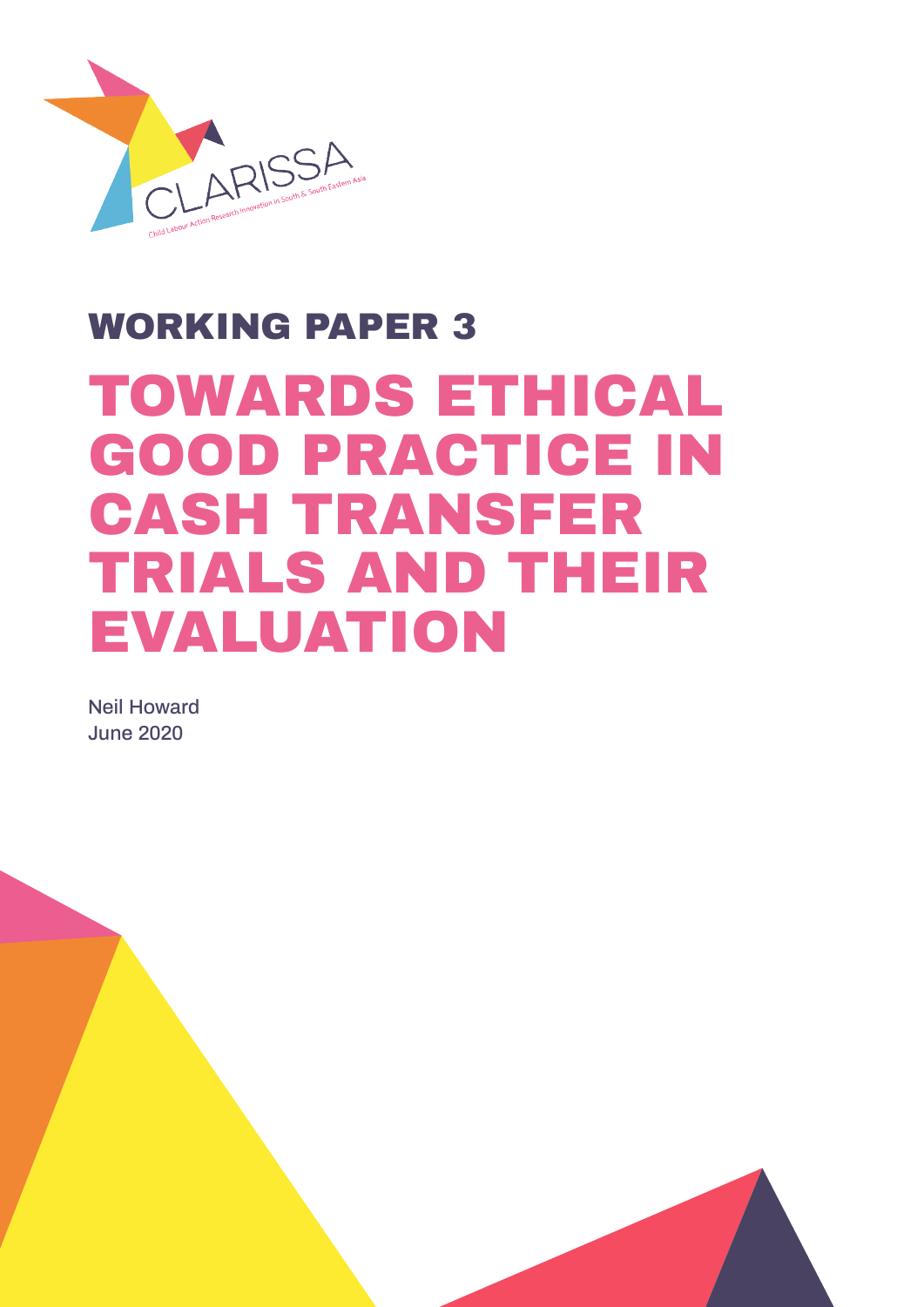CLARISSA

Child Labour Action Research Innovation in South & South Eastern Asia

## WORKING PAPER 3

# TOWARDS ETHICAL GOOD PRACTICE IN CASH TRANSFER TRIALS AND THEIR EVALUATION

Neil Howard
June 2020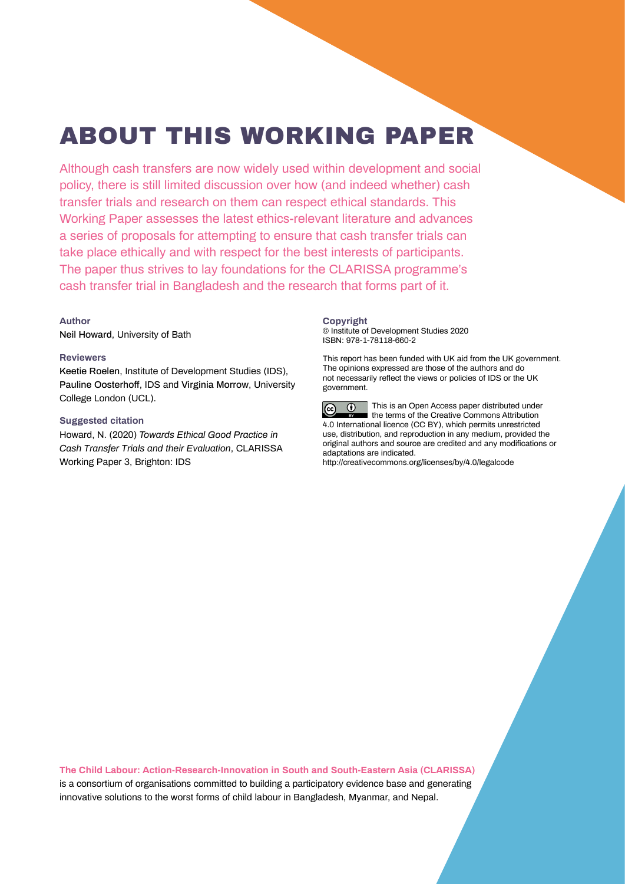# ABOUT THIS WORKING PAPER

Although cash transfers are now widely used within development and social policy, there is still limited discussion over how (and indeed whether) cash transfer trials and research on them can respect ethical standards. This Working Paper assesses the latest ethics-relevant literature and advances a series of proposals for attempting to ensure that cash transfer trials can take place ethically and with respect for the best interests of participants. The paper thus strives to lay foundations for the CLARISSA programme's cash transfer trial in Bangladesh and the research that forms part of it.

**Author**

Neil Howard, University of Bath

**Reviewers**

Keetie Roelen, Institute of Development Studies (IDS), Pauline Oosterhoff, IDS and Virginia Morrow, University College London (UCL).

**Suggested citation**

Howard, N. (2020) *Towards Ethical Good Practice in Cash Transfer Trials and their Evaluation*, CLARISSA Working Paper 3, Brighton: IDS

**Copyright**

© Institute of Development Studies 2020
ISBN: 978-1-78118-660-2

This report has been funded with UK aid from the UK government. The opinions expressed are those of the authors and do not necessarily reflect the views or policies of IDS or the UK government.

This is an Open Access paper distributed under the terms of the Creative Commons Attribution 4.0 International licence (CC BY), which permits unrestricted use, distribution, and reproduction in any medium, provided the original authors and source are credited and any modifications or adaptations are indicated.
http://creativecommons.org/licenses/by/4.0/legalcode

**The Child Labour: Action-Research-Innovation in South and South-Eastern Asia (CLARISSA)** is a consortium of organisations committed to building a participatory evidence base and generating innovative solutions to the worst forms of child labour in Bangladesh, Myanmar, and Nepal.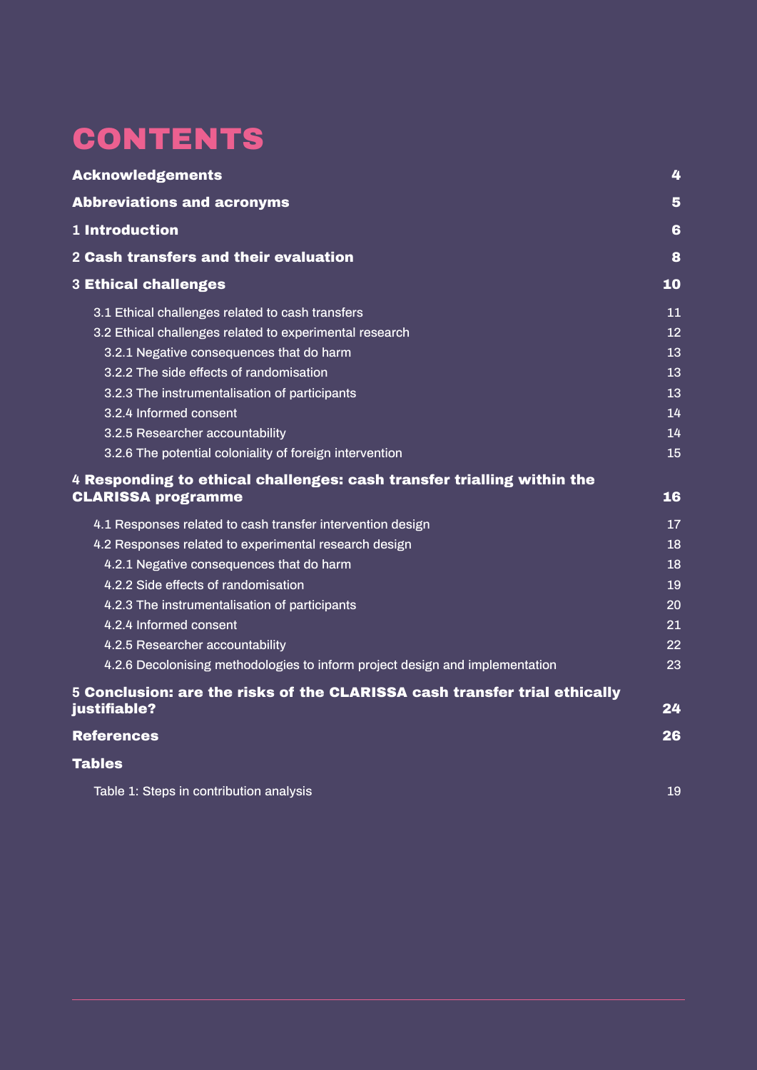# CONTENTS

| | |
|---|---|
| **Acknowledgements** | **4** |
| **Abbreviations and acronyms** | **5** |
| 1 **Introduction** | **6** |
| 2 **Cash transfers and their evaluation** | **8** |
| 3 **Ethical challenges** | **10** |
| 3.1 Ethical challenges related to cash transfers | 11 |
| 3.2 Ethical challenges related to experimental research | 12 |
| 3.2.1 Negative consequences that do harm | 13 |
| 3.2.2 The side effects of randomisation | 13 |
| 3.2.3 The instrumentalisation of participants | 13 |
| 3.2.4 Informed consent | 14 |
| 3.2.5 Researcher accountability | 14 |
| 3.2.6 The potential coloniality of foreign intervention | 15 |
| 4 **Responding to ethical challenges: cash transfer trialling within the CLARISSA programme** | **16** |
| 4.1 Responses related to cash transfer intervention design | 17 |
| 4.2 Responses related to experimental research design | 18 |
| 4.2.1 Negative consequences that do harm | 18 |
| 4.2.2 Side effects of randomisation | 19 |
| 4.2.3 The instrumentalisation of participants | 20 |
| 4.2.4 Informed consent | 21 |
| 4.2.5 Researcher accountability | 22 |
| 4.2.6 Decolonising methodologies to inform project design and implementation | 23 |
| 5 **Conclusion: are the risks of the CLARISSA cash transfer trial ethically justifiable?** | **24** |
| **References** | **26** |
| **Tables** | |
| Table 1: Steps in contribution analysis | 19 |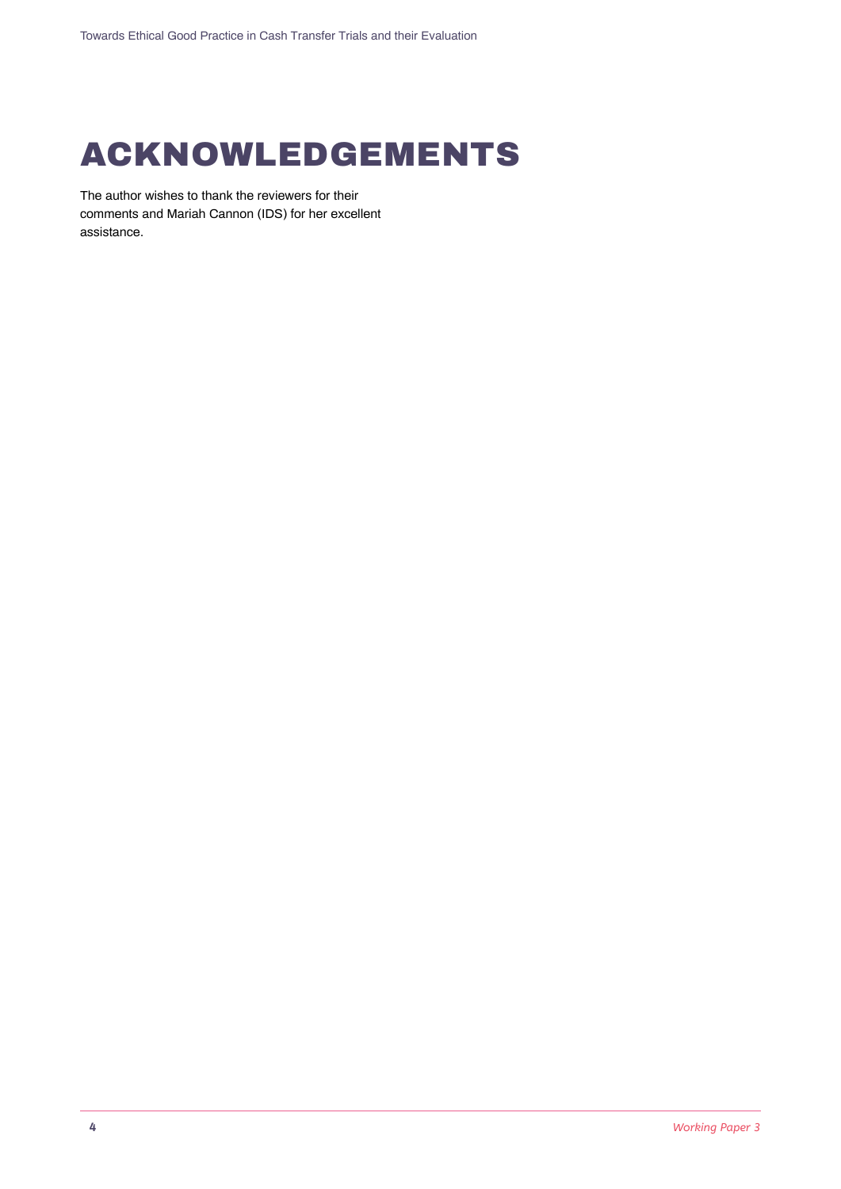# ACKNOWLEDGEMENTS

The author wishes to thank the reviewers for their comments and Mariah Cannon (IDS) for her excellent assistance.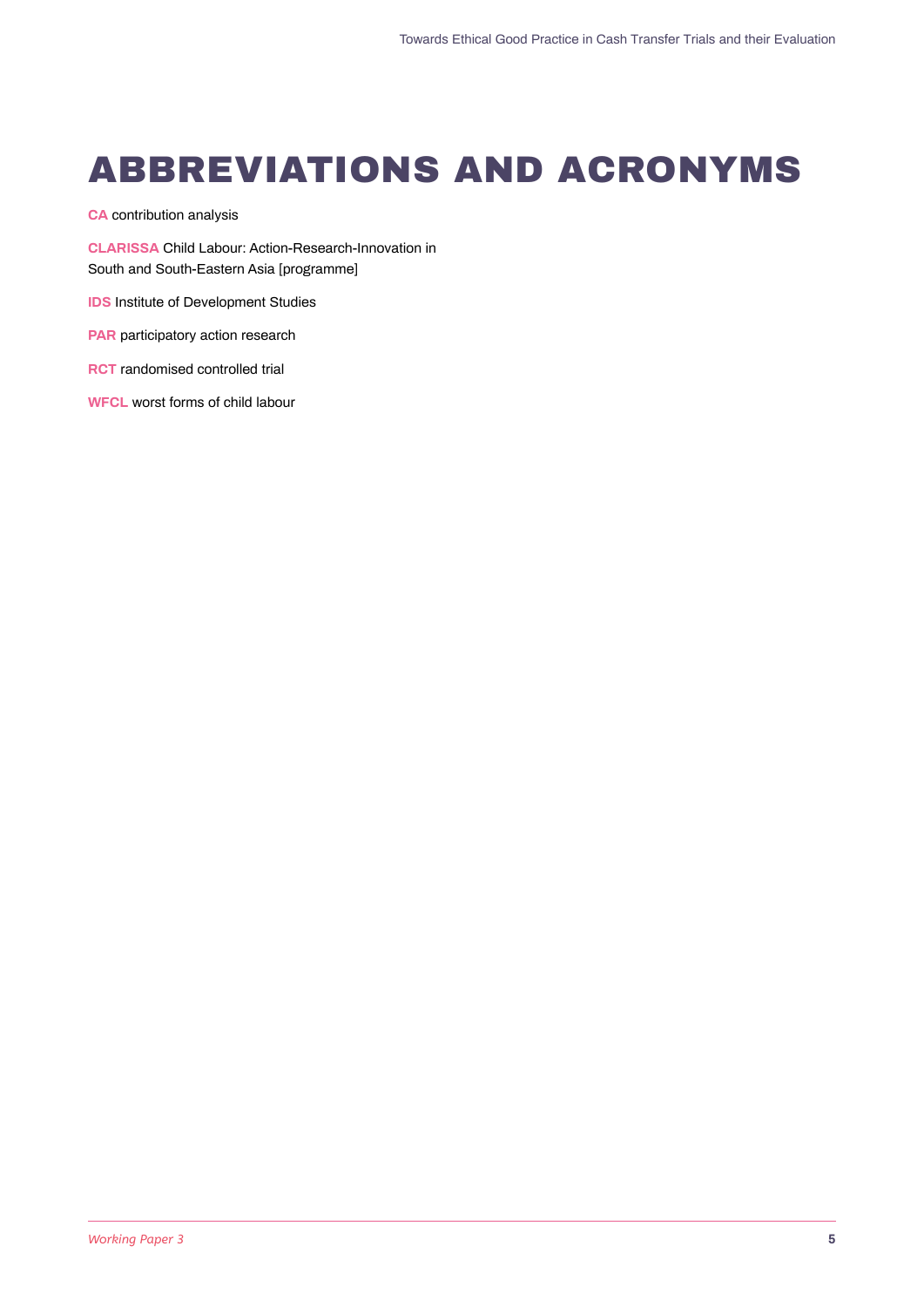# ABBREVIATIONS AND ACRONYMS

**CA** contribution analysis

**CLARISSA** Child Labour: Action-Research-Innovation in South and South-Eastern Asia [programme]

**IDS** Institute of Development Studies

**PAR** participatory action research

**RCT** randomised controlled trial

**WFCL** worst forms of child labour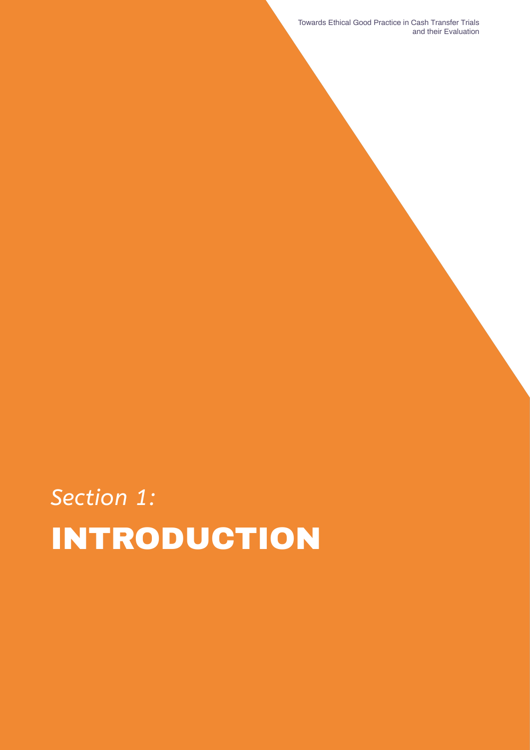*Section 1:*

# INTRODUCTION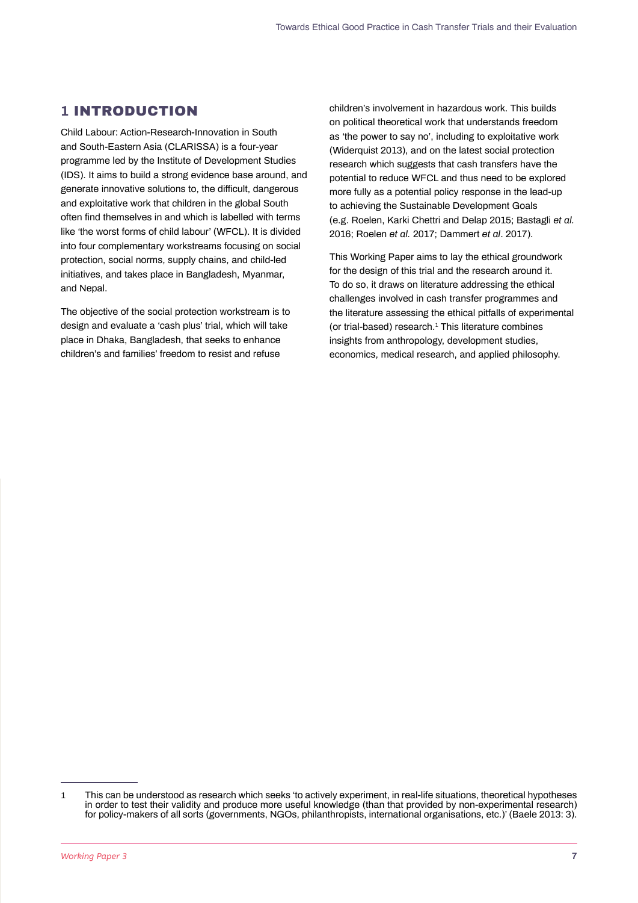# 1 INTRODUCTION

Child Labour: Action-Research-Innovation in South and South-Eastern Asia (CLARISSA) is a four-year programme led by the Institute of Development Studies (IDS). It aims to build a strong evidence base around, and generate innovative solutions to, the difficult, dangerous and exploitative work that children in the global South often find themselves in and which is labelled with terms like 'the worst forms of child labour' (WFCL). It is divided into four complementary workstreams focusing on social protection, social norms, supply chains, and child-led initiatives, and takes place in Bangladesh, Myanmar, and Nepal.

The objective of the social protection workstream is to design and evaluate a 'cash plus' trial, which will take place in Dhaka, Bangladesh, that seeks to enhance children's and families' freedom to resist and refuse children's involvement in hazardous work. This builds on political theoretical work that understands freedom as 'the power to say no', including to exploitative work (Widerquist 2013), and on the latest social protection research which suggests that cash transfers have the potential to reduce WFCL and thus need to be explored more fully as a potential policy response in the lead-up to achieving the Sustainable Development Goals (e.g. Roelen, Karki Chettri and Delap 2015; Bastagli *et al.* 2016; Roelen *et al.* 2017; Dammert *et al*. 2017).

This Working Paper aims to lay the ethical groundwork for the design of this trial and the research around it. To do so, it draws on literature addressing the ethical challenges involved in cash transfer programmes and the literature assessing the ethical pitfalls of experimental (or trial-based) research.[1] This literature combines insights from anthropology, development studies, economics, medical research, and applied philosophy.

---

1 This can be understood as research which seeks 'to actively experiment, in real-life situations, theoretical hypotheses in order to test their validity and produce more useful knowledge (than that provided by non-experimental research) for policy-makers of all sorts (governments, NGOs, philanthropists, international organisations, etc.)' (Baele 2013: 3).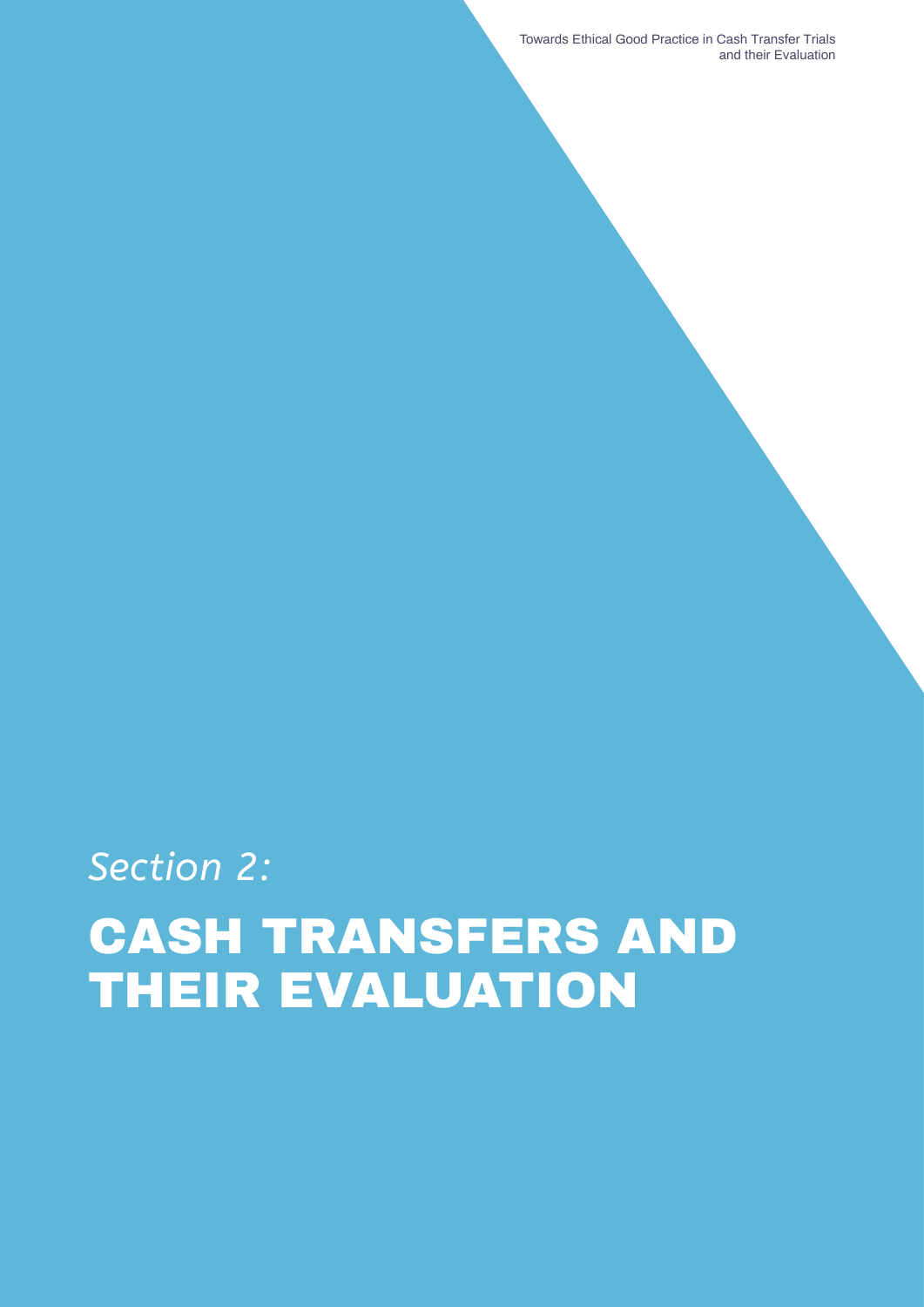*Section 2:*

# CASH TRANSFERS AND THEIR EVALUATION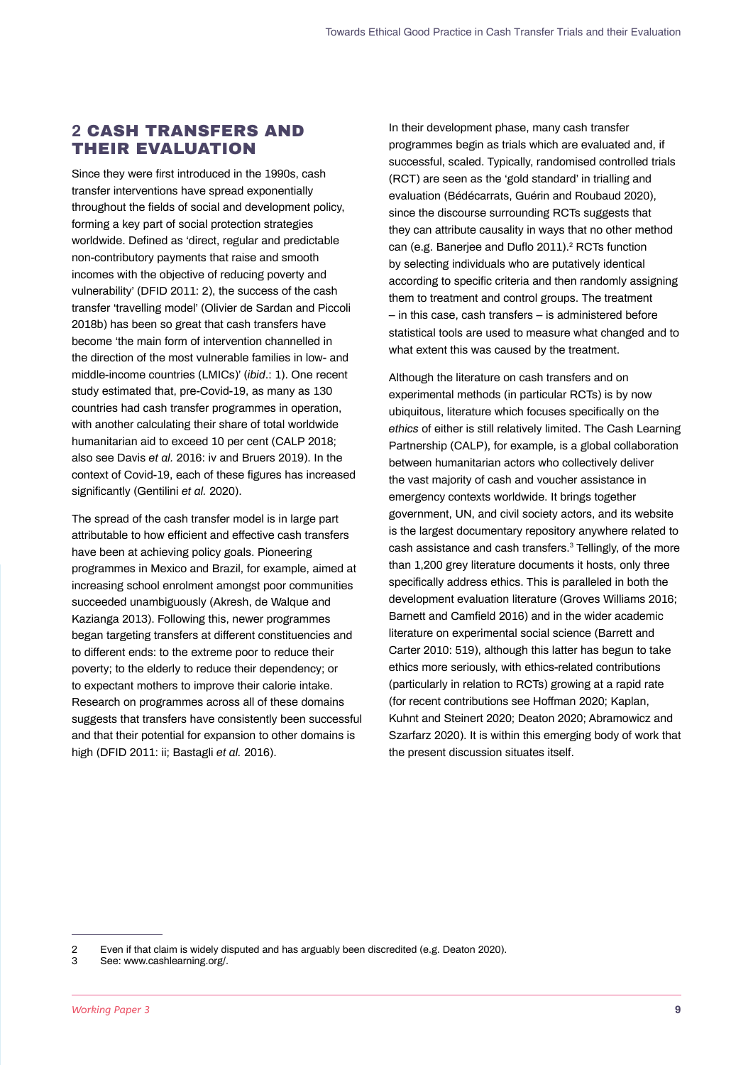## 2 CASH TRANSFERS AND THEIR EVALUATION

Since they were first introduced in the 1990s, cash transfer interventions have spread exponentially throughout the fields of social and development policy, forming a key part of social protection strategies worldwide. Defined as 'direct, regular and predictable non-contributory payments that raise and smooth incomes with the objective of reducing poverty and vulnerability' (DFID 2011: 2), the success of the cash transfer 'travelling model' (Olivier de Sardan and Piccoli 2018b) has been so great that cash transfers have become 'the main form of intervention channelled in the direction of the most vulnerable families in low- and middle-income countries (LMICs)' (*ibid*.: 1). One recent study estimated that, pre-Covid-19, as many as 130 countries had cash transfer programmes in operation, with another calculating their share of total worldwide humanitarian aid to exceed 10 per cent (CALP 2018; also see Davis *et al.* 2016: iv and Bruers 2019). In the context of Covid-19, each of these figures has increased significantly (Gentilini *et al.* 2020).

The spread of the cash transfer model is in large part attributable to how efficient and effective cash transfers have been at achieving policy goals. Pioneering programmes in Mexico and Brazil, for example, aimed at increasing school enrolment amongst poor communities succeeded unambiguously (Akresh, de Walque and Kazianga 2013). Following this, newer programmes began targeting transfers at different constituencies and to different ends: to the extreme poor to reduce their poverty; to the elderly to reduce their dependency; or to expectant mothers to improve their calorie intake. Research on programmes across all of these domains suggests that transfers have consistently been successful and that their potential for expansion to other domains is high (DFID 2011: ii; Bastagli *et al.* 2016).

In their development phase, many cash transfer programmes begin as trials which are evaluated and, if successful, scaled. Typically, randomised controlled trials (RCT) are seen as the 'gold standard' in trialling and evaluation (Bédécarrats, Guérin and Roubaud 2020), since the discourse surrounding RCTs suggests that they can attribute causality in ways that no other method can (e.g. Banerjee and Duflo 2011).[2] RCTs function by selecting individuals who are putatively identical according to specific criteria and then randomly assigning them to treatment and control groups. The treatment – in this case, cash transfers – is administered before statistical tools are used to measure what changed and to what extent this was caused by the treatment.

Although the literature on cash transfers and on experimental methods (in particular RCTs) is by now ubiquitous, literature which focuses specifically on the *ethics* of either is still relatively limited. The Cash Learning Partnership (CALP), for example, is a global collaboration between humanitarian actors who collectively deliver the vast majority of cash and voucher assistance in emergency contexts worldwide. It brings together government, UN, and civil society actors, and its website is the largest documentary repository anywhere related to cash assistance and cash transfers.[3] Tellingly, of the more than 1,200 grey literature documents it hosts, only three specifically address ethics. This is paralleled in both the development evaluation literature (Groves Williams 2016; Barnett and Camfield 2016) and in the wider academic literature on experimental social science (Barrett and Carter 2010: 519), although this latter has begun to take ethics more seriously, with ethics-related contributions (particularly in relation to RCTs) growing at a rapid rate (for recent contributions see Hoffman 2020; Kaplan, Kuhnt and Steinert 2020; Deaton 2020; Abramowicz and Szarfarz 2020). It is within this emerging body of work that the present discussion situates itself.

---

2 Even if that claim is widely disputed and has arguably been discredited (e.g. Deaton 2020).

3 See: www.cashlearning.org/.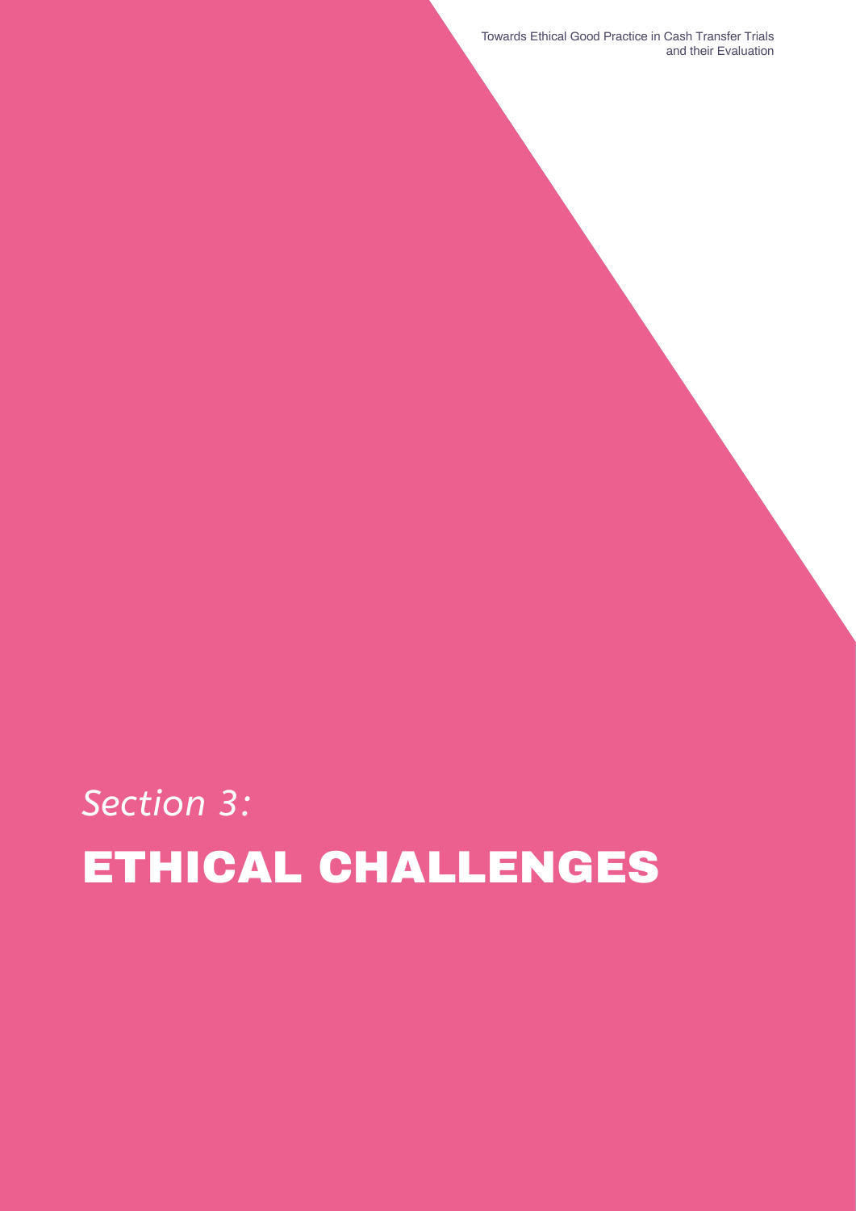*Section 3:*

# ETHICAL CHALLENGES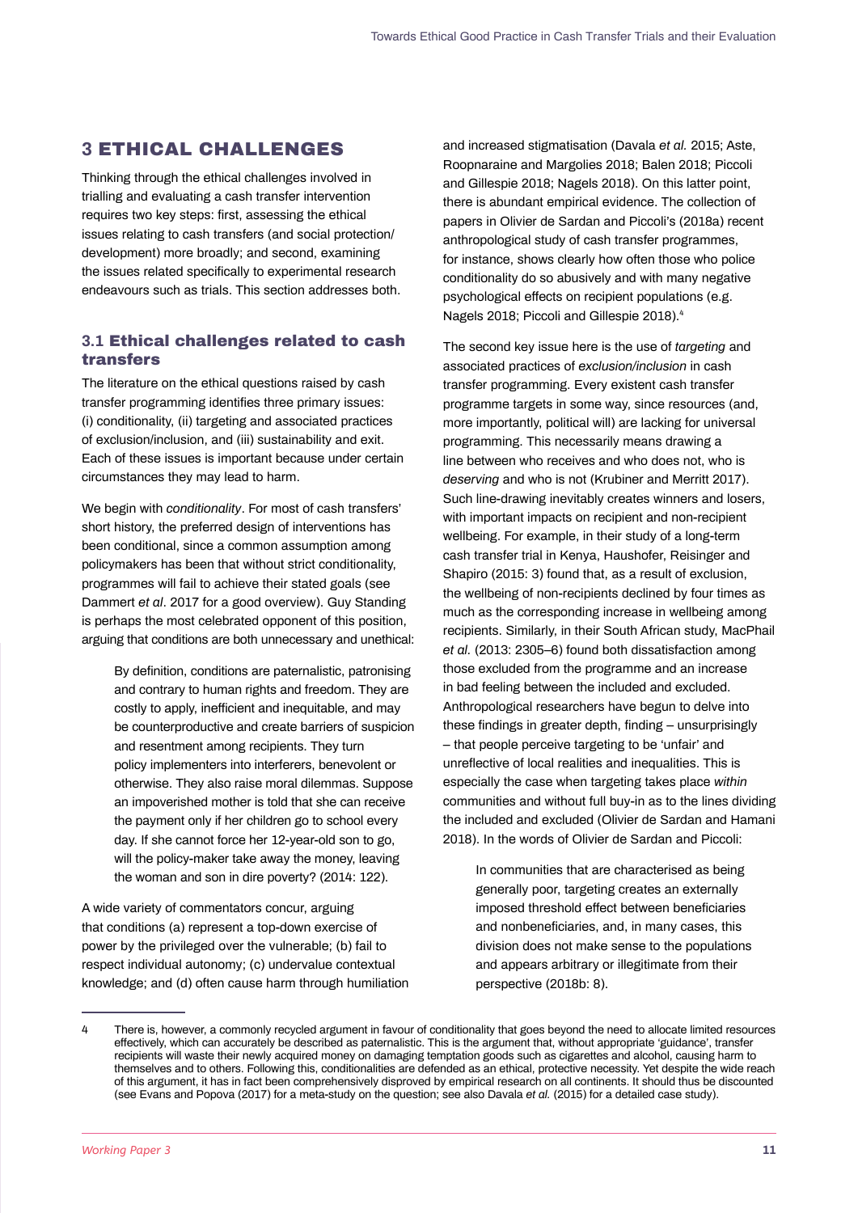## 3 ETHICAL CHALLENGES

Thinking through the ethical challenges involved in trialling and evaluating a cash transfer intervention requires two key steps: first, assessing the ethical issues relating to cash transfers (and social protection/ development) more broadly; and second, examining the issues related specifically to experimental research endeavours such as trials. This section addresses both.

### 3.1 Ethical challenges related to cash transfers

The literature on the ethical questions raised by cash transfer programming identifies three primary issues: (i) conditionality, (ii) targeting and associated practices of exclusion/inclusion, and (iii) sustainability and exit. Each of these issues is important because under certain circumstances they may lead to harm.

We begin with *conditionality*. For most of cash transfers' short history, the preferred design of interventions has been conditional, since a common assumption among policymakers has been that without strict conditionality, programmes will fail to achieve their stated goals (see Dammert *et al*. 2017 for a good overview). Guy Standing is perhaps the most celebrated opponent of this position, arguing that conditions are both unnecessary and unethical:

> By definition, conditions are paternalistic, patronising and contrary to human rights and freedom. They are costly to apply, inefficient and inequitable, and may be counterproductive and create barriers of suspicion and resentment among recipients. They turn policy implementers into interferers, benevolent or otherwise. They also raise moral dilemmas. Suppose an impoverished mother is told that she can receive the payment only if her children go to school every day. If she cannot force her 12-year-old son to go, will the policy-maker take away the money, leaving the woman and son in dire poverty? (2014: 122).

A wide variety of commentators concur, arguing that conditions (a) represent a top-down exercise of power by the privileged over the vulnerable; (b) fail to respect individual autonomy; (c) undervalue contextual knowledge; and (d) often cause harm through humiliation and increased stigmatisation (Davala *et al.* 2015; Aste, Roopnaraine and Margolies 2018; Balen 2018; Piccoli and Gillespie 2018; Nagels 2018). On this latter point, there is abundant empirical evidence. The collection of papers in Olivier de Sardan and Piccoli's (2018a) recent anthropological study of cash transfer programmes, for instance, shows clearly how often those who police conditionality do so abusively and with many negative psychological effects on recipient populations (e.g. Nagels 2018; Piccoli and Gillespie 2018).[4]

The second key issue here is the use of *targeting* and associated practices of *exclusion/inclusion* in cash transfer programming. Every existent cash transfer programme targets in some way, since resources (and, more importantly, political will) are lacking for universal programming. This necessarily means drawing a line between who receives and who does not, who is *deserving* and who is not (Krubiner and Merritt 2017). Such line-drawing inevitably creates winners and losers, with important impacts on recipient and non-recipient wellbeing. For example, in their study of a long-term cash transfer trial in Kenya, Haushofer, Reisinger and Shapiro (2015: 3) found that, as a result of exclusion, the wellbeing of non-recipients declined by four times as much as the corresponding increase in wellbeing among recipients. Similarly, in their South African study, MacPhail *et al.* (2013: 2305–6) found both dissatisfaction among those excluded from the programme and an increase in bad feeling between the included and excluded. Anthropological researchers have begun to delve into these findings in greater depth, finding – unsurprisingly – that people perceive targeting to be 'unfair' and unreflective of local realities and inequalities. This is especially the case when targeting takes place *within* communities and without full buy-in as to the lines dividing the included and excluded (Olivier de Sardan and Hamani 2018). In the words of Olivier de Sardan and Piccoli:

> In communities that are characterised as being generally poor, targeting creates an externally imposed threshold effect between beneficiaries and nonbeneficiaries, and, in many cases, this division does not make sense to the populations and appears arbitrary or illegitimate from their perspective (2018b: 8).

---

4 There is, however, a commonly recycled argument in favour of conditionality that goes beyond the need to allocate limited resources effectively, which can accurately be described as paternalistic. This is the argument that, without appropriate 'guidance', transfer recipients will waste their newly acquired money on damaging temptation goods such as cigarettes and alcohol, causing harm to themselves and to others. Following this, conditionalities are defended as an ethical, protective necessity. Yet despite the wide reach of this argument, it has in fact been comprehensively disproved by empirical research on all continents. It should thus be discounted (see Evans and Popova (2017) for a meta-study on the question; see also Davala *et al.* (2015) for a detailed case study).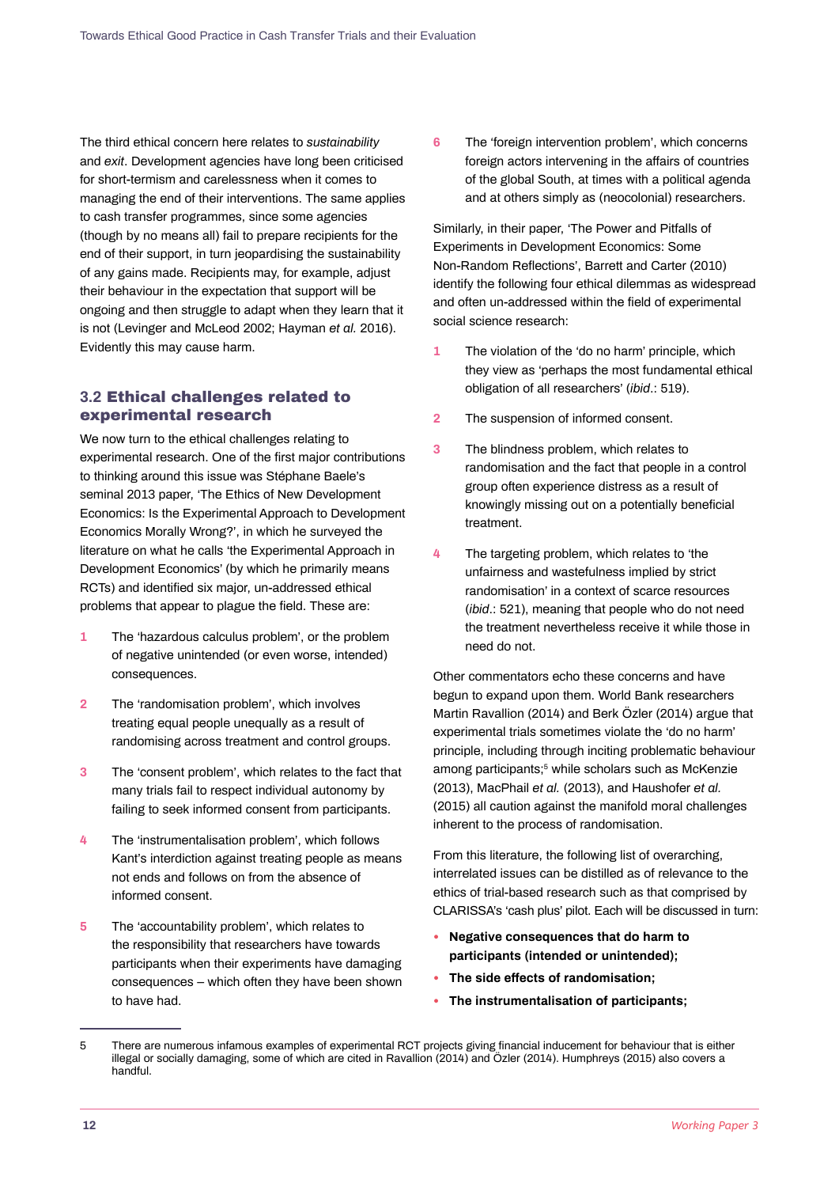The third ethical concern here relates to *sustainability* and *exit*. Development agencies have long been criticised for short-termism and carelessness when it comes to managing the end of their interventions. The same applies to cash transfer programmes, since some agencies (though by no means all) fail to prepare recipients for the end of their support, in turn jeopardising the sustainability of any gains made. Recipients may, for example, adjust their behaviour in the expectation that support will be ongoing and then struggle to adapt when they learn that it is not (Levinger and McLeod 2002; Hayman *et al.* 2016). Evidently this may cause harm.

### 3.2 Ethical challenges related to experimental research

We now turn to the ethical challenges relating to experimental research. One of the first major contributions to thinking around this issue was Stéphane Baele's seminal 2013 paper, 'The Ethics of New Development Economics: Is the Experimental Approach to Development Economics Morally Wrong?', in which he surveyed the literature on what he calls 'the Experimental Approach in Development Economics' (by which he primarily means RCTs) and identified six major, un-addressed ethical problems that appear to plague the field. These are:

1. The 'hazardous calculus problem', or the problem of negative unintended (or even worse, intended) consequences.
2. The 'randomisation problem', which involves treating equal people unequally as a result of randomising across treatment and control groups.
3. The 'consent problem', which relates to the fact that many trials fail to respect individual autonomy by failing to seek informed consent from participants.
4. The 'instrumentalisation problem', which follows Kant's interdiction against treating people as means not ends and follows on from the absence of informed consent.
5. The 'accountability problem', which relates to the responsibility that researchers have towards participants when their experiments have damaging consequences – which often they have been shown to have had.
6. The 'foreign intervention problem', which concerns foreign actors intervening in the affairs of countries of the global South, at times with a political agenda and at others simply as (neocolonial) researchers.

Similarly, in their paper, 'The Power and Pitfalls of Experiments in Development Economics: Some Non-Random Reflections', Barrett and Carter (2010) identify the following four ethical dilemmas as widespread and often un-addressed within the field of experimental social science research:

1. The violation of the 'do no harm' principle, which they view as 'perhaps the most fundamental ethical obligation of all researchers' (*ibid*.: 519).
2. The suspension of informed consent.
3. The blindness problem, which relates to randomisation and the fact that people in a control group often experience distress as a result of knowingly missing out on a potentially beneficial treatment.
4. The targeting problem, which relates to 'the unfairness and wastefulness implied by strict randomisation' in a context of scarce resources (*ibid*.: 521), meaning that people who do not need the treatment nevertheless receive it while those in need do not.

Other commentators echo these concerns and have begun to expand upon them. World Bank researchers Martin Ravallion (2014) and Berk Özler (2014) argue that experimental trials sometimes violate the 'do no harm' principle, including through inciting problematic behaviour among participants;[5] while scholars such as McKenzie (2013), MacPhail *et al.* (2013), and Haushofer *et al.* (2015) all caution against the manifold moral challenges inherent to the process of randomisation.

From this literature, the following list of overarching, interrelated issues can be distilled as of relevance to the ethics of trial-based research such as that comprised by CLARISSA's 'cash plus' pilot. Each will be discussed in turn:

- **Negative consequences that do harm to participants (intended or unintended);**
- **The side effects of randomisation;**
- **The instrumentalisation of participants;**

5 There are numerous infamous examples of experimental RCT projects giving financial inducement for behaviour that is either illegal or socially damaging, some of which are cited in Ravallion (2014) and Özler (2014). Humphreys (2015) also covers a handful.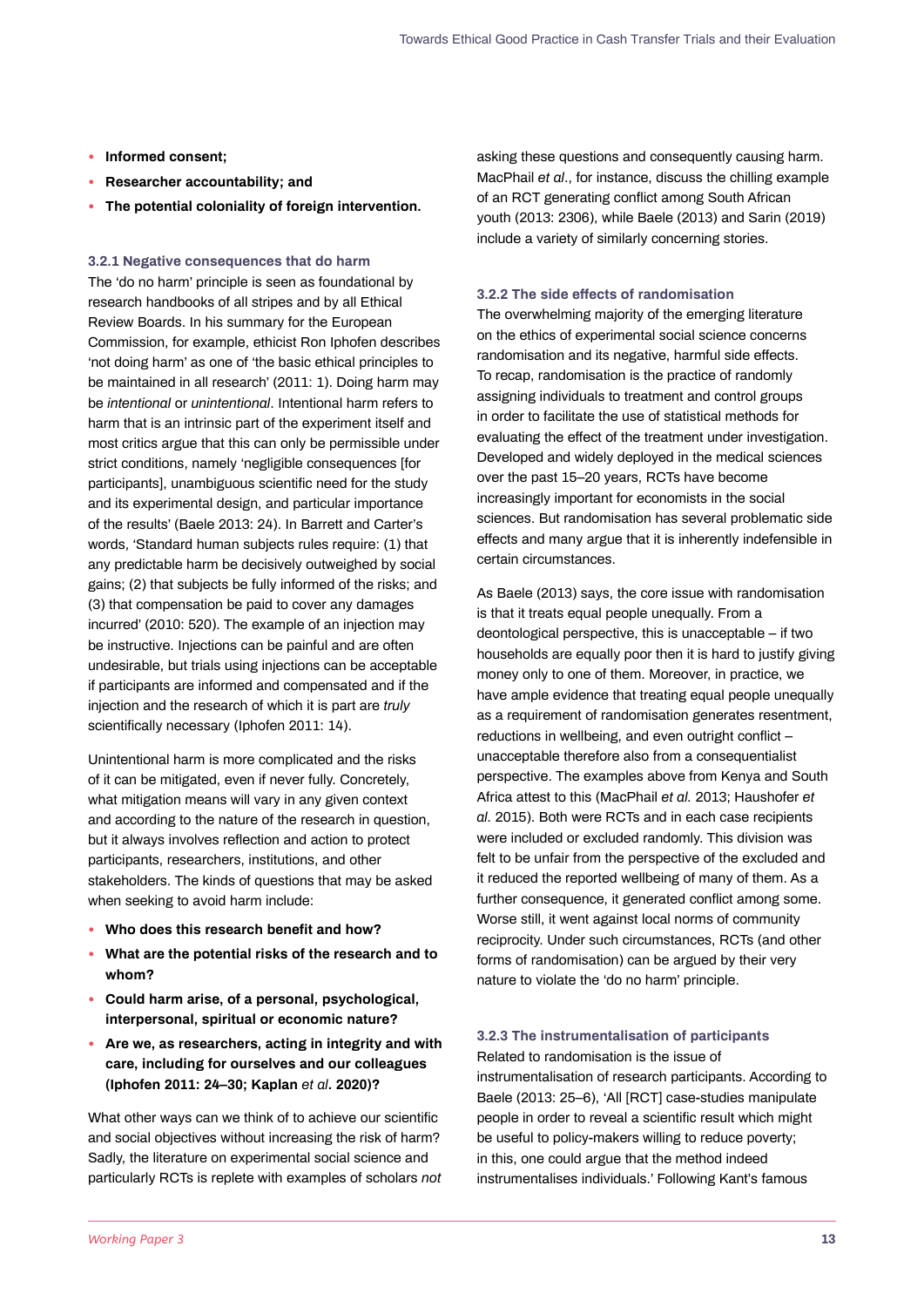- **Informed consent;**
- **Researcher accountability; and**
- **The potential coloniality of foreign intervention.**

### 3.2.1 Negative consequences that do harm

The 'do no harm' principle is seen as foundational by research handbooks of all stripes and by all Ethical Review Boards. In his summary for the European Commission, for example, ethicist Ron Iphofen describes 'not doing harm' as one of 'the basic ethical principles to be maintained in all research' (2011: 1). Doing harm may be *intentional* or *unintentional*. Intentional harm refers to harm that is an intrinsic part of the experiment itself and most critics argue that this can only be permissible under strict conditions, namely 'negligible consequences [for participants], unambiguous scientific need for the study and its experimental design, and particular importance of the results' (Baele 2013: 24). In Barrett and Carter's words, 'Standard human subjects rules require: (1) that any predictable harm be decisively outweighed by social gains; (2) that subjects be fully informed of the risks; and (3) that compensation be paid to cover any damages incurred' (2010: 520). The example of an injection may be instructive. Injections can be painful and are often undesirable, but trials using injections can be acceptable if participants are informed and compensated and if the injection and the research of which it is part are *truly* scientifically necessary (Iphofen 2011: 14).

Unintentional harm is more complicated and the risks of it can be mitigated, even if never fully. Concretely, what mitigation means will vary in any given context and according to the nature of the research in question, but it always involves reflection and action to protect participants, researchers, institutions, and other stakeholders. The kinds of questions that may be asked when seeking to avoid harm include:

- **Who does this research benefit and how?**
- **What are the potential risks of the research and to whom?**
- **Could harm arise, of a personal, psychological, interpersonal, spiritual or economic nature?**
- **Are we, as researchers, acting in integrity and with care, including for ourselves and our colleagues (Iphofen 2011: 24–30; Kaplan *et al*. 2020)?**

What other ways can we think of to achieve our scientific and social objectives without increasing the risk of harm? Sadly, the literature on experimental social science and particularly RCTs is replete with examples of scholars *not* asking these questions and consequently causing harm. MacPhail *et al*., for instance, discuss the chilling example of an RCT generating conflict among South African youth (2013: 2306), while Baele (2013) and Sarin (2019) include a variety of similarly concerning stories.

### 3.2.2 The side effects of randomisation

The overwhelming majority of the emerging literature on the ethics of experimental social science concerns randomisation and its negative, harmful side effects. To recap, randomisation is the practice of randomly assigning individuals to treatment and control groups in order to facilitate the use of statistical methods for evaluating the effect of the treatment under investigation. Developed and widely deployed in the medical sciences over the past 15–20 years, RCTs have become increasingly important for economists in the social sciences. But randomisation has several problematic side effects and many argue that it is inherently indefensible in certain circumstances.

As Baele (2013) says, the core issue with randomisation is that it treats equal people unequally. From a deontological perspective, this is unacceptable – if two households are equally poor then it is hard to justify giving money only to one of them. Moreover, in practice, we have ample evidence that treating equal people unequally as a requirement of randomisation generates resentment, reductions in wellbeing, and even outright conflict – unacceptable therefore also from a consequentialist perspective. The examples above from Kenya and South Africa attest to this (MacPhail *et al.* 2013; Haushofer *et al.* 2015). Both were RCTs and in each case recipients were included or excluded randomly. This division was felt to be unfair from the perspective of the excluded and it reduced the reported wellbeing of many of them. As a further consequence, it generated conflict among some. Worse still, it went against local norms of community reciprocity. Under such circumstances, RCTs (and other forms of randomisation) can be argued by their very nature to violate the 'do no harm' principle.

### 3.2.3 The instrumentalisation of participants

Related to randomisation is the issue of instrumentalisation of research participants. According to Baele (2013: 25–6), 'All [RCT] case-studies manipulate people in order to reveal a scientific result which might be useful to policy-makers willing to reduce poverty; in this, one could argue that the method indeed instrumentalises individuals.' Following Kant's famous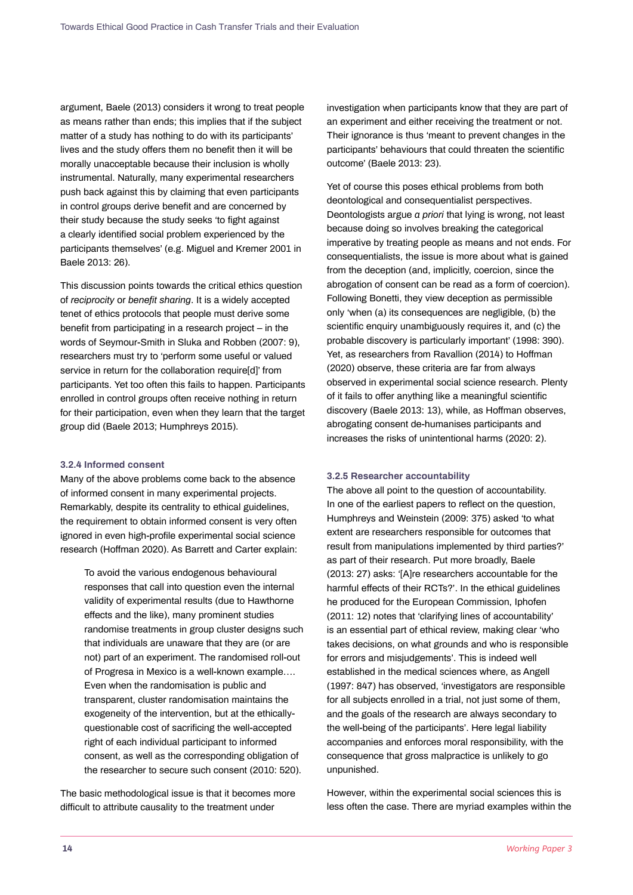argument, Baele (2013) considers it wrong to treat people as means rather than ends; this implies that if the subject matter of a study has nothing to do with its participants' lives and the study offers them no benefit then it will be morally unacceptable because their inclusion is wholly instrumental. Naturally, many experimental researchers push back against this by claiming that even participants in control groups derive benefit and are concerned by their study because the study seeks 'to fight against a clearly identified social problem experienced by the participants themselves' (e.g. Miguel and Kremer 2001 in Baele 2013: 26).

This discussion points towards the critical ethics question of *reciprocity* or *benefit sharing*. It is a widely accepted tenet of ethics protocols that people must derive some benefit from participating in a research project – in the words of Seymour-Smith in Sluka and Robben (2007: 9), researchers must try to 'perform some useful or valued service in return for the collaboration require[d]' from participants. Yet too often this fails to happen. Participants enrolled in control groups often receive nothing in return for their participation, even when they learn that the target group did (Baele 2013; Humphreys 2015).

#### 3.2.4 Informed consent

Many of the above problems come back to the absence of informed consent in many experimental projects. Remarkably, despite its centrality to ethical guidelines, the requirement to obtain informed consent is very often ignored in even high-profile experimental social science research (Hoffman 2020). As Barrett and Carter explain:

> To avoid the various endogenous behavioural responses that call into question even the internal validity of experimental results (due to Hawthorne effects and the like), many prominent studies randomise treatments in group cluster designs such that individuals are unaware that they are (or are not) part of an experiment. The randomised roll-out of Progresa in Mexico is a well-known example…. Even when the randomisation is public and transparent, cluster randomisation maintains the exogeneity of the intervention, but at the ethically-questionable cost of sacrificing the well-accepted right of each individual participant to informed consent, as well as the corresponding obligation of the researcher to secure such consent (2010: 520).

The basic methodological issue is that it becomes more difficult to attribute causality to the treatment under investigation when participants know that they are part of an experiment and either receiving the treatment or not. Their ignorance is thus 'meant to prevent changes in the participants' behaviours that could threaten the scientific outcome' (Baele 2013: 23).

Yet of course this poses ethical problems from both deontological and consequentialist perspectives. Deontologists argue *a priori* that lying is wrong, not least because doing so involves breaking the categorical imperative by treating people as means and not ends. For consequentialists, the issue is more about what is gained from the deception (and, implicitly, coercion, since the abrogation of consent can be read as a form of coercion). Following Bonetti, they view deception as permissible only 'when (a) its consequences are negligible, (b) the scientific enquiry unambiguously requires it, and (c) the probable discovery is particularly important' (1998: 390). Yet, as researchers from Ravallion (2014) to Hoffman (2020) observe, these criteria are far from always observed in experimental social science research. Plenty of it fails to offer anything like a meaningful scientific discovery (Baele 2013: 13), while, as Hoffman observes, abrogating consent de-humanises participants and increases the risks of unintentional harms (2020: 2).

#### 3.2.5 Researcher accountability

The above all point to the question of accountability. In one of the earliest papers to reflect on the question, Humphreys and Weinstein (2009: 375) asked 'to what extent are researchers responsible for outcomes that result from manipulations implemented by third parties?' as part of their research. Put more broadly, Baele (2013: 27) asks: '[A]re researchers accountable for the harmful effects of their RCTs?'. In the ethical guidelines he produced for the European Commission, Iphofen (2011: 12) notes that 'clarifying lines of accountability' is an essential part of ethical review, making clear 'who takes decisions, on what grounds and who is responsible for errors and misjudgements'. This is indeed well established in the medical sciences where, as Angell (1997: 847) has observed, 'investigators are responsible for all subjects enrolled in a trial, not just some of them, and the goals of the research are always secondary to the well-being of the participants'. Here legal liability accompanies and enforces moral responsibility, with the consequence that gross malpractice is unlikely to go unpunished.

However, within the experimental social sciences this is less often the case. There are myriad examples within the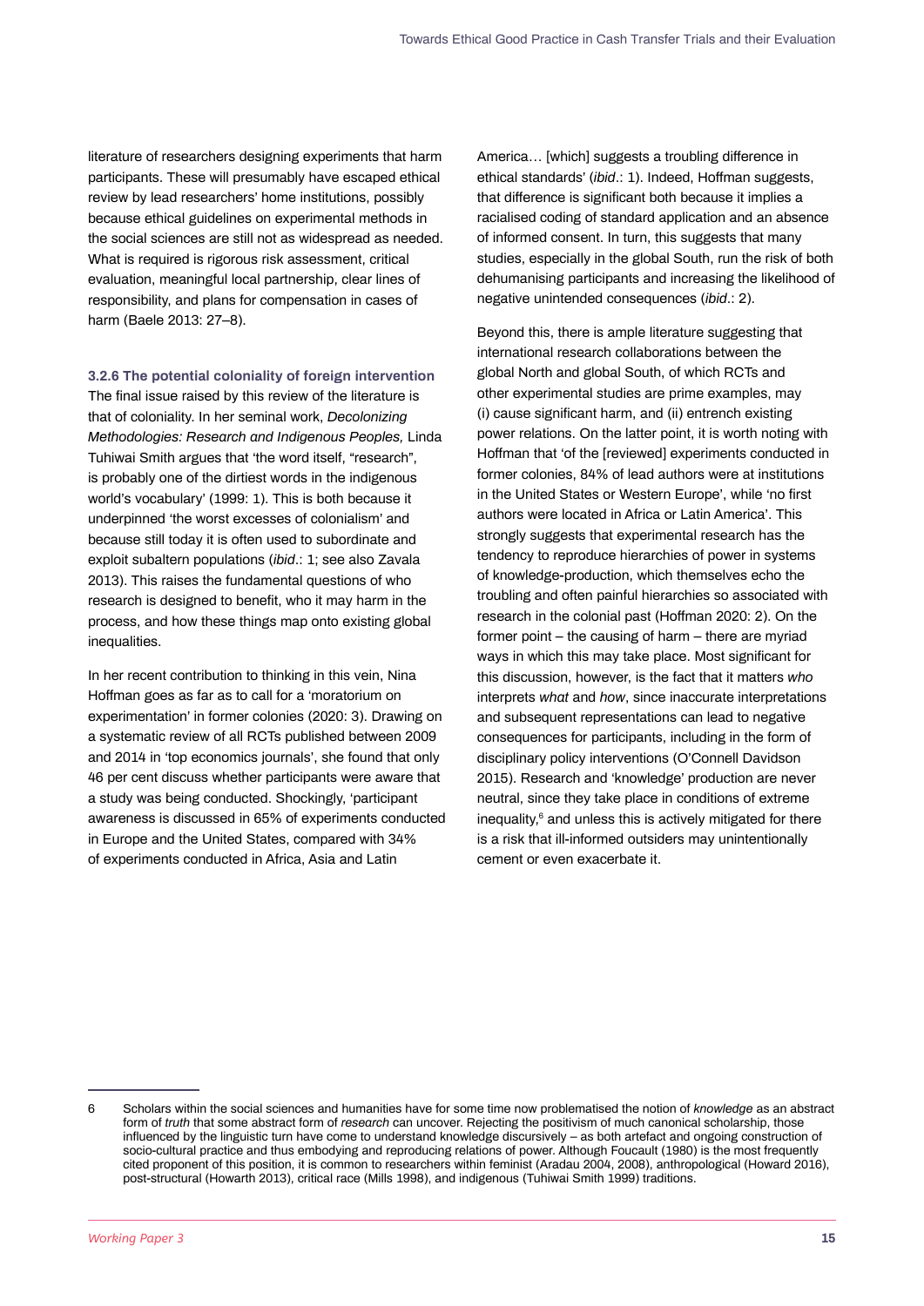literature of researchers designing experiments that harm participants. These will presumably have escaped ethical review by lead researchers' home institutions, possibly because ethical guidelines on experimental methods in the social sciences are still not as widespread as needed. What is required is rigorous risk assessment, critical evaluation, meaningful local partnership, clear lines of responsibility, and plans for compensation in cases of harm (Baele 2013: 27–8).

#### 3.2.6 The potential coloniality of foreign intervention

The final issue raised by this review of the literature is that of coloniality. In her seminal work, *Decolonizing Methodologies: Research and Indigenous Peoples,* Linda Tuhiwai Smith argues that 'the word itself, "research", is probably one of the dirtiest words in the indigenous world's vocabulary' (1999: 1). This is both because it underpinned 'the worst excesses of colonialism' and because still today it is often used to subordinate and exploit subaltern populations (*ibid*.: 1; see also Zavala 2013). This raises the fundamental questions of who research is designed to benefit, who it may harm in the process, and how these things map onto existing global inequalities.

In her recent contribution to thinking in this vein, Nina Hoffman goes as far as to call for a 'moratorium on experimentation' in former colonies (2020: 3). Drawing on a systematic review of all RCTs published between 2009 and 2014 in 'top economics journals', she found that only 46 per cent discuss whether participants were aware that a study was being conducted. Shockingly, 'participant awareness is discussed in 65% of experiments conducted in Europe and the United States, compared with 34% of experiments conducted in Africa, Asia and Latin America… [which] suggests a troubling difference in ethical standards' (*ibid*.: 1). Indeed, Hoffman suggests, that difference is significant both because it implies a racialised coding of standard application and an absence of informed consent. In turn, this suggests that many studies, especially in the global South, run the risk of both dehumanising participants and increasing the likelihood of negative unintended consequences (*ibid*.: 2).

Beyond this, there is ample literature suggesting that international research collaborations between the global North and global South, of which RCTs and other experimental studies are prime examples, may (i) cause significant harm, and (ii) entrench existing power relations. On the latter point, it is worth noting with Hoffman that 'of the [reviewed] experiments conducted in former colonies, 84% of lead authors were at institutions in the United States or Western Europe', while 'no first authors were located in Africa or Latin America'. This strongly suggests that experimental research has the tendency to reproduce hierarchies of power in systems of knowledge-production, which themselves echo the troubling and often painful hierarchies so associated with research in the colonial past (Hoffman 2020: 2). On the former point – the causing of harm – there are myriad ways in which this may take place. Most significant for this discussion, however, is the fact that it matters *who* interprets *what* and *how*, since inaccurate interpretations and subsequent representations can lead to negative consequences for participants, including in the form of disciplinary policy interventions (O'Connell Davidson 2015). Research and 'knowledge' production are never neutral, since they take place in conditions of extreme inequality,[6] and unless this is actively mitigated for there is a risk that ill-informed outsiders may unintentionally cement or even exacerbate it.

---

6 Scholars within the social sciences and humanities have for some time now problematised the notion of *knowledge* as an abstract form of *truth* that some abstract form of *research* can uncover. Rejecting the positivism of much canonical scholarship, those influenced by the linguistic turn have come to understand knowledge discursively – as both artefact and ongoing construction of socio-cultural practice and thus embodying and reproducing relations of power. Although Foucault (1980) is the most frequently cited proponent of this position, it is common to researchers within feminist (Aradau 2004, 2008), anthropological (Howard 2016), post-structural (Howarth 2013), critical race (Mills 1998), and indigenous (Tuhiwai Smith 1999) traditions.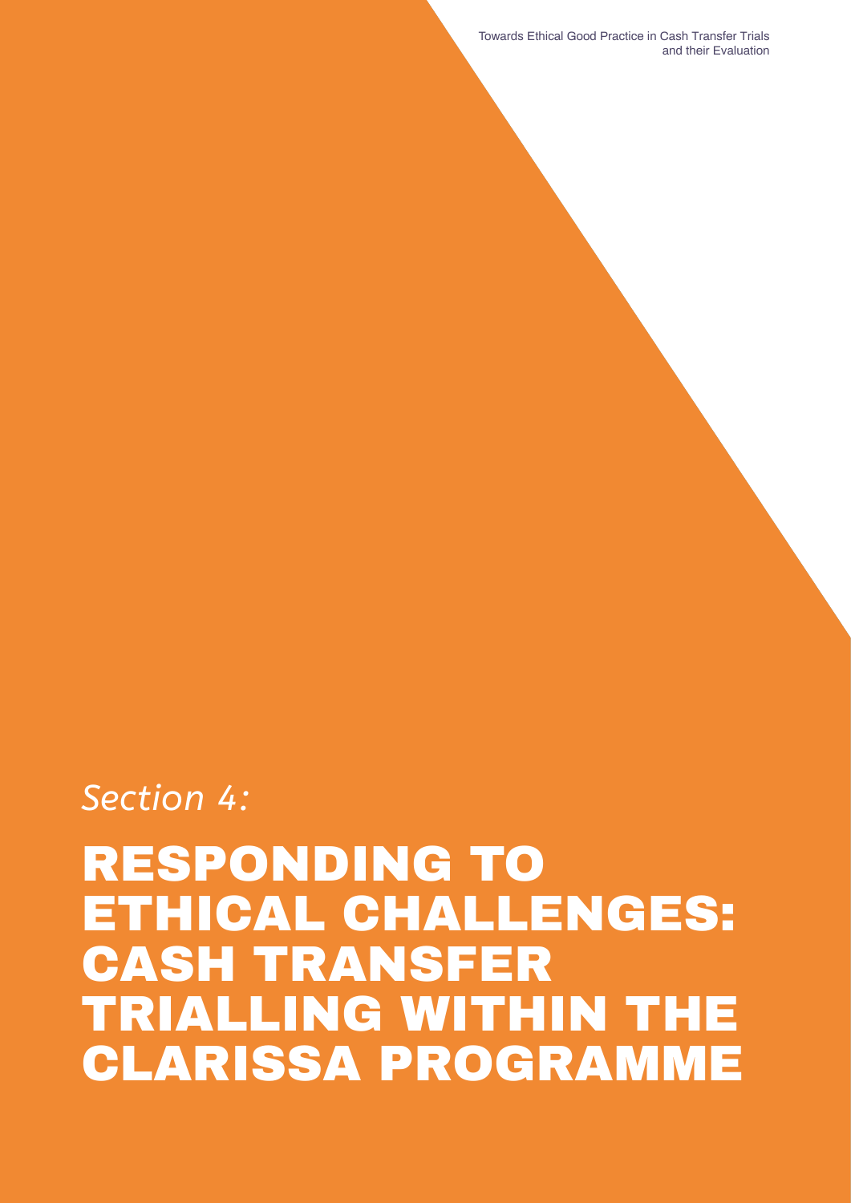*Section 4:*

# RESPONDING TO ETHICAL CHALLENGES: CASH TRANSFER TRIALLING WITHIN THE CLARISSA PROGRAMME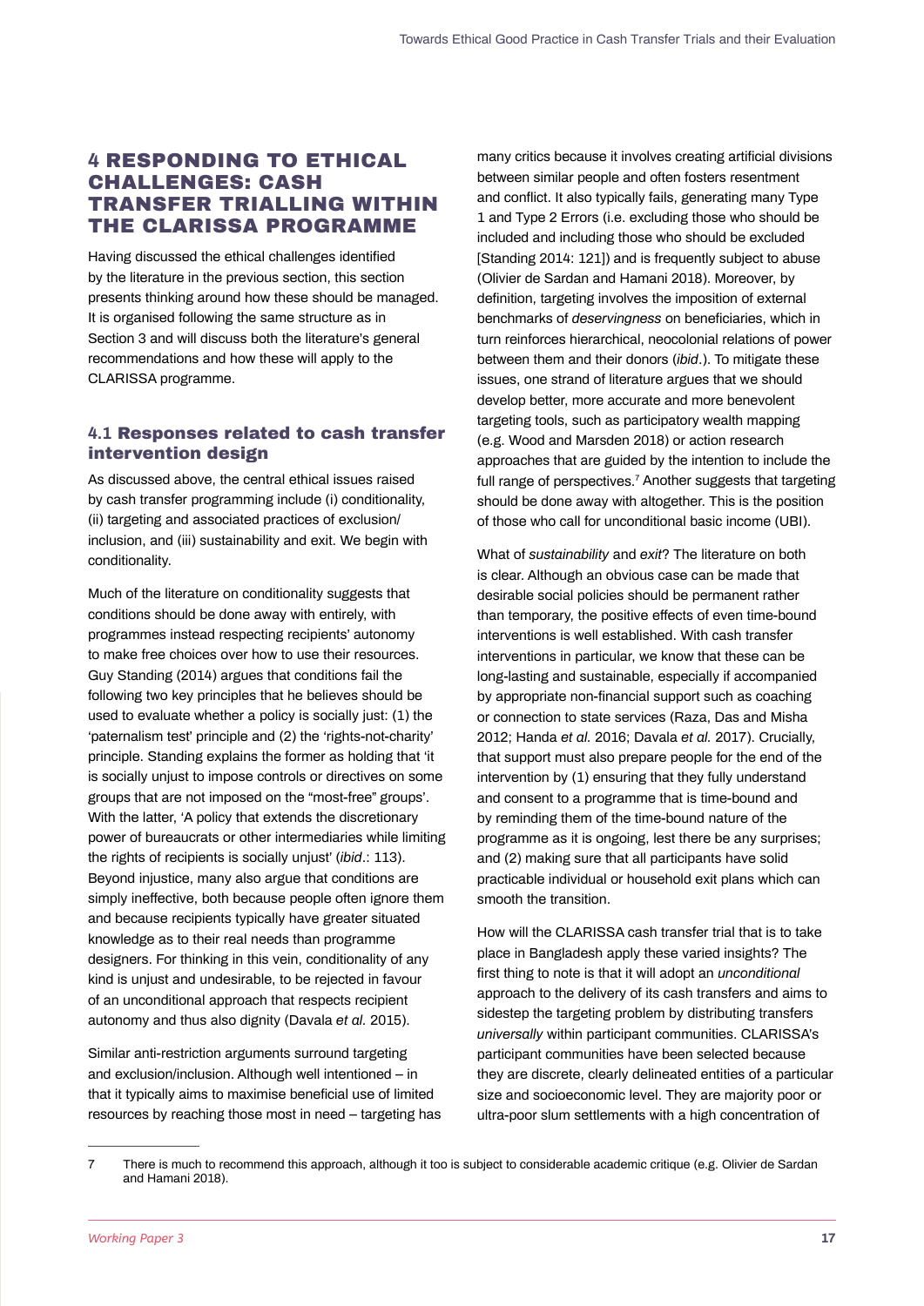## 4 RESPONDING TO ETHICAL CHALLENGES: CASH TRANSFER TRIALLING WITHIN THE CLARISSA PROGRAMME

Having discussed the ethical challenges identified by the literature in the previous section, this section presents thinking around how these should be managed. It is organised following the same structure as in Section 3 and will discuss both the literature's general recommendations and how these will apply to the CLARISSA programme.

### 4.1 Responses related to cash transfer intervention design

As discussed above, the central ethical issues raised by cash transfer programming include (i) conditionality, (ii) targeting and associated practices of exclusion/inclusion, and (iii) sustainability and exit. We begin with conditionality.

Much of the literature on conditionality suggests that conditions should be done away with entirely, with programmes instead respecting recipients' autonomy to make free choices over how to use their resources. Guy Standing (2014) argues that conditions fail the following two key principles that he believes should be used to evaluate whether a policy is socially just: (1) the 'paternalism test' principle and (2) the 'rights-not-charity' principle. Standing explains the former as holding that 'it is socially unjust to impose controls or directives on some groups that are not imposed on the "most-free" groups'. With the latter, 'A policy that extends the discretionary power of bureaucrats or other intermediaries while limiting the rights of recipients is socially unjust' (*ibid*.: 113). Beyond injustice, many also argue that conditions are simply ineffective, both because people often ignore them and because recipients typically have greater situated knowledge as to their real needs than programme designers. For thinking in this vein, conditionality of any kind is unjust and undesirable, to be rejected in favour of an unconditional approach that respects recipient autonomy and thus also dignity (Davala *et al.* 2015).

Similar anti-restriction arguments surround targeting and exclusion/inclusion. Although well intentioned – in that it typically aims to maximise beneficial use of limited resources by reaching those most in need – targeting has many critics because it involves creating artificial divisions between similar people and often fosters resentment and conflict. It also typically fails, generating many Type 1 and Type 2 Errors (i.e. excluding those who should be included and including those who should be excluded [Standing 2014: 121]) and is frequently subject to abuse (Olivier de Sardan and Hamani 2018). Moreover, by definition, targeting involves the imposition of external benchmarks of *deservingness* on beneficiaries, which in turn reinforces hierarchical, neocolonial relations of power between them and their donors (*ibid*.). To mitigate these issues, one strand of literature argues that we should develop better, more accurate and more benevolent targeting tools, such as participatory wealth mapping (e.g. Wood and Marsden 2018) or action research approaches that are guided by the intention to include the full range of perspectives.[7] Another suggests that targeting should be done away with altogether. This is the position of those who call for unconditional basic income (UBI).

What of *sustainability* and *exit*? The literature on both is clear. Although an obvious case can be made that desirable social policies should be permanent rather than temporary, the positive effects of even time-bound interventions is well established. With cash transfer interventions in particular, we know that these can be long-lasting and sustainable, especially if accompanied by appropriate non-financial support such as coaching or connection to state services (Raza, Das and Misha 2012; Handa *et al.* 2016; Davala *et al.* 2017). Crucially, that support must also prepare people for the end of the intervention by (1) ensuring that they fully understand and consent to a programme that is time-bound and by reminding them of the time-bound nature of the programme as it is ongoing, lest there be any surprises; and (2) making sure that all participants have solid practicable individual or household exit plans which can smooth the transition.

How will the CLARISSA cash transfer trial that is to take place in Bangladesh apply these varied insights? The first thing to note is that it will adopt an *unconditional* approach to the delivery of its cash transfers and aims to sidestep the targeting problem by distributing transfers *universally* within participant communities. CLARISSA's participant communities have been selected because they are discrete, clearly delineated entities of a particular size and socioeconomic level. They are majority poor or ultra-poor slum settlements with a high concentration of

7 There is much to recommend this approach, although it too is subject to considerable academic critique (e.g. Olivier de Sardan and Hamani 2018).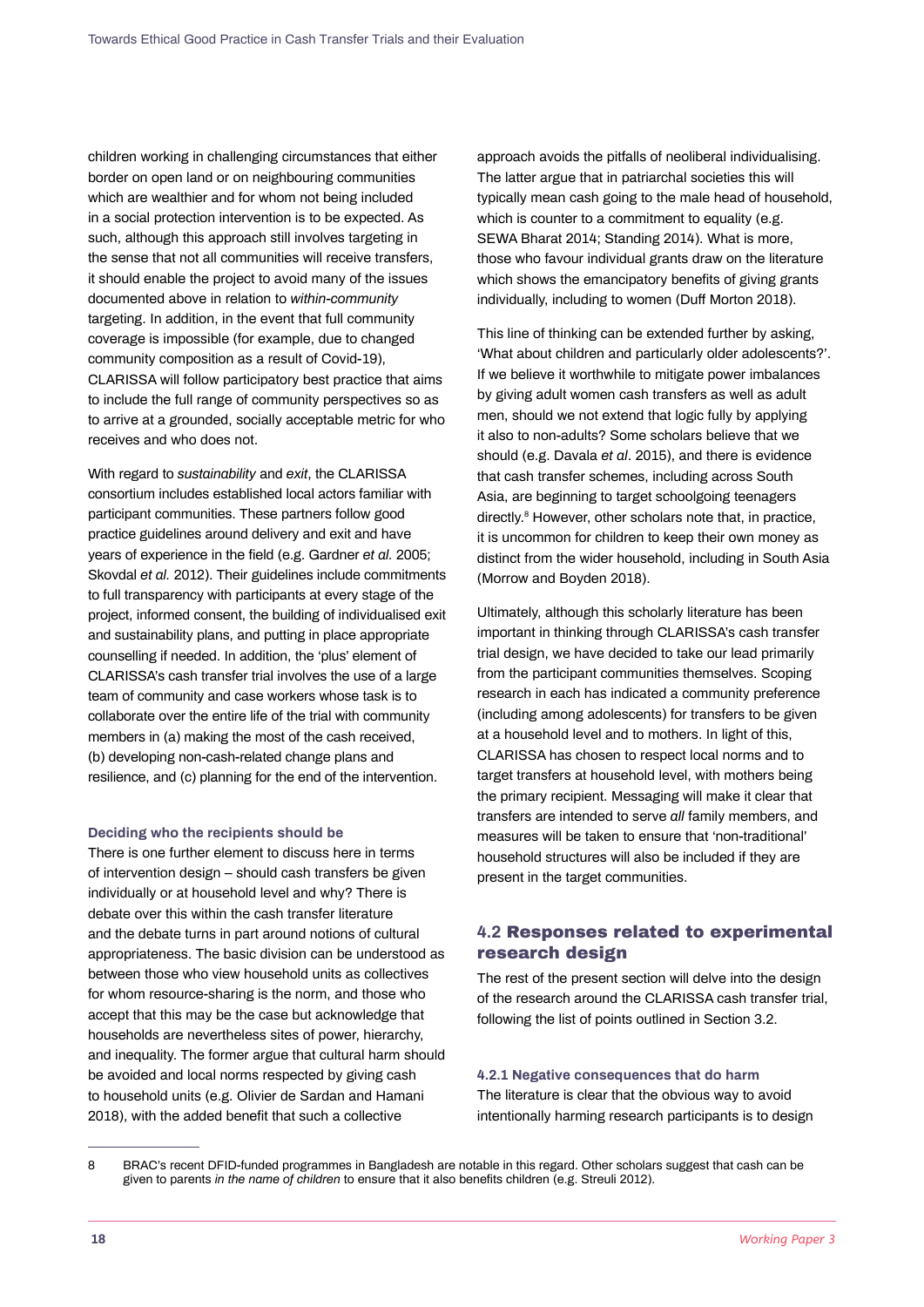children working in challenging circumstances that either border on open land or on neighbouring communities which are wealthier and for whom not being included in a social protection intervention is to be expected. As such, although this approach still involves targeting in the sense that not all communities will receive transfers, it should enable the project to avoid many of the issues documented above in relation to *within-community* targeting. In addition, in the event that full community coverage is impossible (for example, due to changed community composition as a result of Covid-19), CLARISSA will follow participatory best practice that aims to include the full range of community perspectives so as to arrive at a grounded, socially acceptable metric for who receives and who does not.

With regard to *sustainability* and *exit*, the CLARISSA consortium includes established local actors familiar with participant communities. These partners follow good practice guidelines around delivery and exit and have years of experience in the field (e.g. Gardner *et al.* 2005; Skovdal *et al.* 2012). Their guidelines include commitments to full transparency with participants at every stage of the project, informed consent, the building of individualised exit and sustainability plans, and putting in place appropriate counselling if needed. In addition, the 'plus' element of CLARISSA's cash transfer trial involves the use of a large team of community and case workers whose task is to collaborate over the entire life of the trial with community members in (a) making the most of the cash received, (b) developing non-cash-related change plans and resilience, and (c) planning for the end of the intervention.

#### Deciding who the recipients should be

There is one further element to discuss here in terms of intervention design – should cash transfers be given individually or at household level and why? There is debate over this within the cash transfer literature and the debate turns in part around notions of cultural appropriateness. The basic division can be understood as between those who view household units as collectives for whom resource-sharing is the norm, and those who accept that this may be the case but acknowledge that households are nevertheless sites of power, hierarchy, and inequality. The former argue that cultural harm should be avoided and local norms respected by giving cash to household units (e.g. Olivier de Sardan and Hamani 2018), with the added benefit that such a collective approach avoids the pitfalls of neoliberal individualising. The latter argue that in patriarchal societies this will typically mean cash going to the male head of household, which is counter to a commitment to equality (e.g. SEWA Bharat 2014; Standing 2014). What is more, those who favour individual grants draw on the literature which shows the emancipatory benefits of giving grants individually, including to women (Duff Morton 2018).

This line of thinking can be extended further by asking, 'What about children and particularly older adolescents?'. If we believe it worthwhile to mitigate power imbalances by giving adult women cash transfers as well as adult men, should we not extend that logic fully by applying it also to non-adults? Some scholars believe that we should (e.g. Davala *et al*. 2015), and there is evidence that cash transfer schemes, including across South Asia, are beginning to target schoolgoing teenagers directly.[8] However, other scholars note that, in practice, it is uncommon for children to keep their own money as distinct from the wider household, including in South Asia (Morrow and Boyden 2018).

Ultimately, although this scholarly literature has been important in thinking through CLARISSA's cash transfer trial design, we have decided to take our lead primarily from the participant communities themselves. Scoping research in each has indicated a community preference (including among adolescents) for transfers to be given at a household level and to mothers. In light of this, CLARISSA has chosen to respect local norms and to target transfers at household level, with mothers being the primary recipient. Messaging will make it clear that transfers are intended to serve *all* family members, and measures will be taken to ensure that 'non-traditional' household structures will also be included if they are present in the target communities.

## 4.2 Responses related to experimental research design

The rest of the present section will delve into the design of the research around the CLARISSA cash transfer trial, following the list of points outlined in Section 3.2.

### 4.2.1 Negative consequences that do harm

The literature is clear that the obvious way to avoid intentionally harming research participants is to design

---

8 BRAC's recent DFID-funded programmes in Bangladesh are notable in this regard. Other scholars suggest that cash can be given to parents *in the name of children* to ensure that it also benefits children (e.g. Streuli 2012).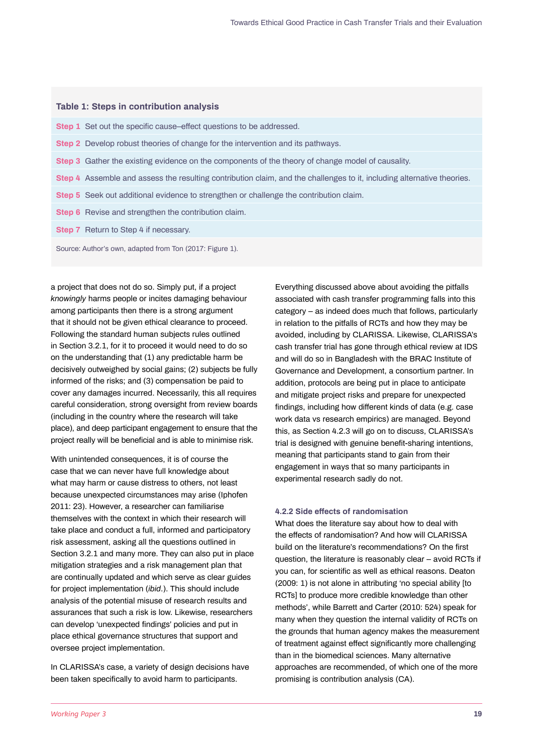**Table 1: Steps in contribution analysis**

| Step | Description |
|---|---|
| Step 1 | Set out the specific cause–effect questions to be addressed. |
| Step 2 | Develop robust theories of change for the intervention and its pathways. |
| Step 3 | Gather the existing evidence on the components of the theory of change model of causality. |
| Step 4 | Assemble and assess the resulting contribution claim, and the challenges to it, including alternative theories. |
| Step 5 | Seek out additional evidence to strengthen or challenge the contribution claim. |
| Step 6 | Revise and strengthen the contribution claim. |
| Step 7 | Return to Step 4 if necessary. |

Source: Author's own, adapted from Ton (2017: Figure 1).

a project that does not do so. Simply put, if a project *knowingly* harms people or incites damaging behaviour among participants then there is a strong argument that it should not be given ethical clearance to proceed. Following the standard human subjects rules outlined in Section 3.2.1, for it to proceed it would need to do so on the understanding that (1) any predictable harm be decisively outweighed by social gains; (2) subjects be fully informed of the risks; and (3) compensation be paid to cover any damages incurred. Necessarily, this all requires careful consideration, strong oversight from review boards (including in the country where the research will take place), and deep participant engagement to ensure that the project really will be beneficial and is able to minimise risk.

With unintended consequences, it is of course the case that we can never have full knowledge about what may harm or cause distress to others, not least because unexpected circumstances may arise (Iphofen 2011: 23). However, a researcher can familiarise themselves with the context in which their research will take place and conduct a full, informed and participatory risk assessment, asking all the questions outlined in Section 3.2.1 and many more. They can also put in place mitigation strategies and a risk management plan that are continually updated and which serve as clear guides for project implementation (*ibid*.). This should include analysis of the potential misuse of research results and assurances that such a risk is low. Likewise, researchers can develop 'unexpected findings' policies and put in place ethical governance structures that support and oversee project implementation.

In CLARISSA's case, a variety of design decisions have been taken specifically to avoid harm to participants. Everything discussed above about avoiding the pitfalls associated with cash transfer programming falls into this category – as indeed does much that follows, particularly in relation to the pitfalls of RCTs and how they may be avoided, including by CLARISSA. Likewise, CLARISSA's cash transfer trial has gone through ethical review at IDS and will do so in Bangladesh with the BRAC Institute of Governance and Development, a consortium partner. In addition, protocols are being put in place to anticipate and mitigate project risks and prepare for unexpected findings, including how different kinds of data (e.g. case work data vs research empirics) are managed. Beyond this, as Section 4.2.3 will go on to discuss, CLARISSA's trial is designed with genuine benefit-sharing intentions, meaning that participants stand to gain from their engagement in ways that so many participants in experimental research sadly do not.

### 4.2.2 Side effects of randomisation

What does the literature say about how to deal with the effects of randomisation? And how will CLARISSA build on the literature's recommendations? On the first question, the literature is reasonably clear – avoid RCTs if you can, for scientific as well as ethical reasons. Deaton (2009: 1) is not alone in attributing 'no special ability [to RCTs] to produce more credible knowledge than other methods', while Barrett and Carter (2010: 524) speak for many when they question the internal validity of RCTs on the grounds that human agency makes the measurement of treatment against effect significantly more challenging than in the biomedical sciences. Many alternative approaches are recommended, of which one of the more promising is contribution analysis (CA).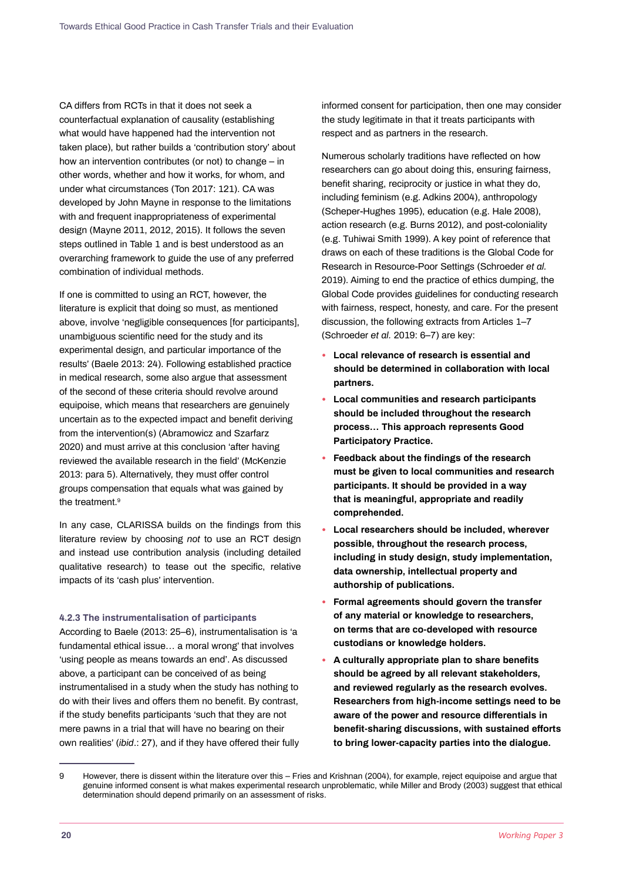CA differs from RCTs in that it does not seek a counterfactual explanation of causality (establishing what would have happened had the intervention not taken place), but rather builds a 'contribution story' about how an intervention contributes (or not) to change – in other words, whether and how it works, for whom, and under what circumstances (Ton 2017: 121). CA was developed by John Mayne in response to the limitations with and frequent inappropriateness of experimental design (Mayne 2011, 2012, 2015). It follows the seven steps outlined in Table 1 and is best understood as an overarching framework to guide the use of any preferred combination of individual methods.

If one is committed to using an RCT, however, the literature is explicit that doing so must, as mentioned above, involve 'negligible consequences [for participants], unambiguous scientific need for the study and its experimental design, and particular importance of the results' (Baele 2013: 24). Following established practice in medical research, some also argue that assessment of the second of these criteria should revolve around equipoise, which means that researchers are genuinely uncertain as to the expected impact and benefit deriving from the intervention(s) (Abramowicz and Szarfarz 2020) and must arrive at this conclusion 'after having reviewed the available research in the field' (McKenzie 2013: para 5). Alternatively, they must offer control groups compensation that equals what was gained by the treatment.[9]

In any case, CLARISSA builds on the findings from this literature review by choosing *not* to use an RCT design and instead use contribution analysis (including detailed qualitative research) to tease out the specific, relative impacts of its 'cash plus' intervention.

#### 4.2.3 The instrumentalisation of participants

According to Baele (2013: 25–6), instrumentalisation is 'a fundamental ethical issue… a moral wrong' that involves 'using people as means towards an end'. As discussed above, a participant can be conceived of as being instrumentalised in a study when the study has nothing to do with their lives and offers them no benefit. By contrast, if the study benefits participants 'such that they are not mere pawns in a trial that will have no bearing on their own realities' (*ibid*.: 27), and if they have offered their fully informed consent for participation, then one may consider the study legitimate in that it treats participants with respect and as partners in the research.

Numerous scholarly traditions have reflected on how researchers can go about doing this, ensuring fairness, benefit sharing, reciprocity or justice in what they do, including feminism (e.g. Adkins 2004), anthropology (Scheper-Hughes 1995), education (e.g. Hale 2008), action research (e.g. Burns 2012), and post-coloniality (e.g. Tuhiwai Smith 1999). A key point of reference that draws on each of these traditions is the Global Code for Research in Resource-Poor Settings (Schroeder *et al.* 2019). Aiming to end the practice of ethics dumping, the Global Code provides guidelines for conducting research with fairness, respect, honesty, and care. For the present discussion, the following extracts from Articles 1–7 (Schroeder *et al.* 2019: 6–7) are key:

- **Local relevance of research is essential and should be determined in collaboration with local partners.**
- **Local communities and research participants should be included throughout the research process… This approach represents Good Participatory Practice.**
- **Feedback about the findings of the research must be given to local communities and research participants. It should be provided in a way that is meaningful, appropriate and readily comprehended.**
- **Local researchers should be included, wherever possible, throughout the research process, including in study design, study implementation, data ownership, intellectual property and authorship of publications.**
- **Formal agreements should govern the transfer of any material or knowledge to researchers, on terms that are co-developed with resource custodians or knowledge holders.**
- **A culturally appropriate plan to share benefits should be agreed by all relevant stakeholders, and reviewed regularly as the research evolves. Researchers from high-income settings need to be aware of the power and resource differentials in benefit-sharing discussions, with sustained efforts to bring lower-capacity parties into the dialogue.**

---

9 However, there is dissent within the literature over this – Fries and Krishnan (2004), for example, reject equipoise and argue that genuine informed consent is what makes experimental research unproblematic, while Miller and Brody (2003) suggest that ethical determination should depend primarily on an assessment of risks.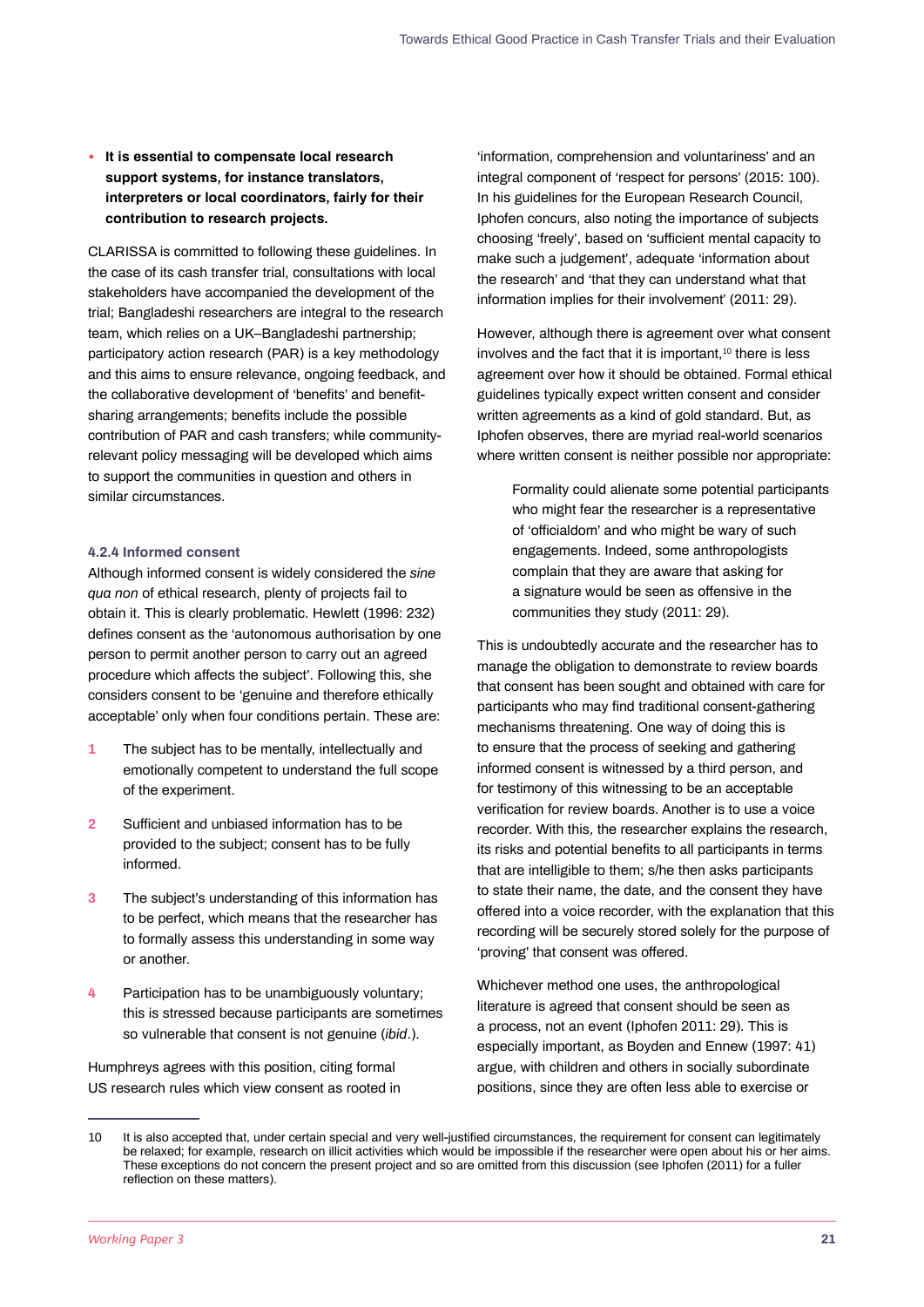- **It is essential to compensate local research support systems, for instance translators, interpreters or local coordinators, fairly for their contribution to research projects.**

CLARISSA is committed to following these guidelines. In the case of its cash transfer trial, consultations with local stakeholders have accompanied the development of the trial; Bangladeshi researchers are integral to the research team, which relies on a UK–Bangladeshi partnership; participatory action research (PAR) is a key methodology and this aims to ensure relevance, ongoing feedback, and the collaborative development of 'benefits' and benefit-sharing arrangements; benefits include the possible contribution of PAR and cash transfers; while community-relevant policy messaging will be developed which aims to support the communities in question and others in similar circumstances.

#### 4.2.4 Informed consent

Although informed consent is widely considered the *sine qua non* of ethical research, plenty of projects fail to obtain it. This is clearly problematic. Hewlett (1996: 232) defines consent as the 'autonomous authorisation by one person to permit another person to carry out an agreed procedure which affects the subject'. Following this, she considers consent to be 'genuine and therefore ethically acceptable' only when four conditions pertain. These are:

1. The subject has to be mentally, intellectually and emotionally competent to understand the full scope of the experiment.
2. Sufficient and unbiased information has to be provided to the subject; consent has to be fully informed.
3. The subject's understanding of this information has to be perfect, which means that the researcher has to formally assess this understanding in some way or another.
4. Participation has to be unambiguously voluntary; this is stressed because participants are sometimes so vulnerable that consent is not genuine (*ibid*.).

Humphreys agrees with this position, citing formal US research rules which view consent as rooted in 'information, comprehension and voluntariness' and an integral component of 'respect for persons' (2015: 100). In his guidelines for the European Research Council, Iphofen concurs, also noting the importance of subjects choosing 'freely', based on 'sufficient mental capacity to make such a judgement', adequate 'information about the research' and 'that they can understand what that information implies for their involvement' (2011: 29).

However, although there is agreement over what consent involves and the fact that it is important,[10] there is less agreement over how it should be obtained. Formal ethical guidelines typically expect written consent and consider written agreements as a kind of gold standard. But, as Iphofen observes, there are myriad real-world scenarios where written consent is neither possible nor appropriate:

> Formality could alienate some potential participants who might fear the researcher is a representative of 'officialdom' and who might be wary of such engagements. Indeed, some anthropologists complain that they are aware that asking for a signature would be seen as offensive in the communities they study (2011: 29).

This is undoubtedly accurate and the researcher has to manage the obligation to demonstrate to review boards that consent has been sought and obtained with care for participants who may find traditional consent-gathering mechanisms threatening. One way of doing this is to ensure that the process of seeking and gathering informed consent is witnessed by a third person, and for testimony of this witnessing to be an acceptable verification for review boards. Another is to use a voice recorder. With this, the researcher explains the research, its risks and potential benefits to all participants in terms that are intelligible to them; s/he then asks participants to state their name, the date, and the consent they have offered into a voice recorder, with the explanation that this recording will be securely stored solely for the purpose of 'proving' that consent was offered.

Whichever method one uses, the anthropological literature is agreed that consent should be seen as a process, not an event (Iphofen 2011: 29). This is especially important, as Boyden and Ennew (1997: 41) argue, with children and others in socially subordinate positions, since they are often less able to exercise or

---

10 It is also accepted that, under certain special and very well-justified circumstances, the requirement for consent can legitimately be relaxed; for example, research on illicit activities which would be impossible if the researcher were open about his or her aims. These exceptions do not concern the present project and so are omitted from this discussion (see Iphofen (2011) for a fuller reflection on these matters).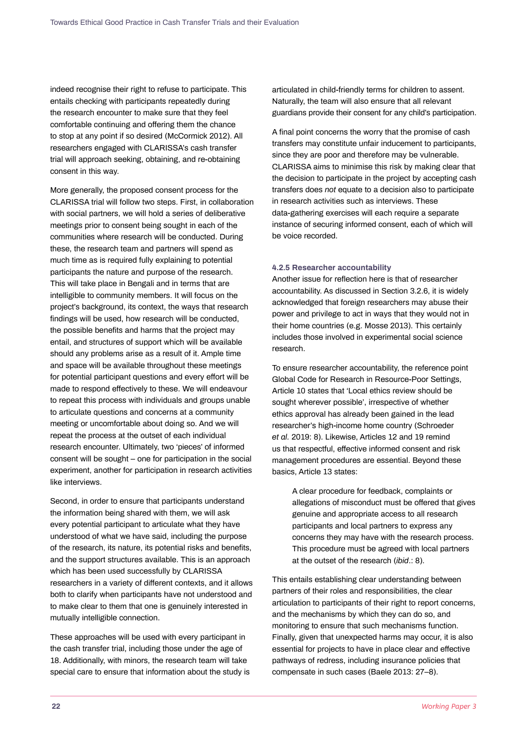indeed recognise their right to refuse to participate. This entails checking with participants repeatedly during the research encounter to make sure that they feel comfortable continuing and offering them the chance to stop at any point if so desired (McCormick 2012). All researchers engaged with CLARISSA's cash transfer trial will approach seeking, obtaining, and re-obtaining consent in this way.

More generally, the proposed consent process for the CLARISSA trial will follow two steps. First, in collaboration with social partners, we will hold a series of deliberative meetings prior to consent being sought in each of the communities where research will be conducted. During these, the research team and partners will spend as much time as is required fully explaining to potential participants the nature and purpose of the research. This will take place in Bengali and in terms that are intelligible to community members. It will focus on the project's background, its context, the ways that research findings will be used, how research will be conducted, the possible benefits and harms that the project may entail, and structures of support which will be available should any problems arise as a result of it. Ample time and space will be available throughout these meetings for potential participant questions and every effort will be made to respond effectively to these. We will endeavour to repeat this process with individuals and groups unable to articulate questions and concerns at a community meeting or uncomfortable about doing so. And we will repeat the process at the outset of each individual research encounter. Ultimately, two 'pieces' of informed consent will be sought – one for participation in the social experiment, another for participation in research activities like interviews.

Second, in order to ensure that participants understand the information being shared with them, we will ask every potential participant to articulate what they have understood of what we have said, including the purpose of the research, its nature, its potential risks and benefits, and the support structures available. This is an approach which has been used successfully by CLARISSA researchers in a variety of different contexts, and it allows both to clarify when participants have not understood and to make clear to them that one is genuinely interested in mutually intelligible connection.

These approaches will be used with every participant in the cash transfer trial, including those under the age of 18. Additionally, with minors, the research team will take special care to ensure that information about the study is articulated in child-friendly terms for children to assent. Naturally, the team will also ensure that all relevant guardians provide their consent for any child's participation.

A final point concerns the worry that the promise of cash transfers may constitute unfair inducement to participants, since they are poor and therefore may be vulnerable. CLARISSA aims to minimise this risk by making clear that the decision to participate in the project by accepting cash transfers does *not* equate to a decision also to participate in research activities such as interviews. These data-gathering exercises will each require a separate instance of securing informed consent, each of which will be voice recorded.

#### 4.2.5 Researcher accountability

Another issue for reflection here is that of researcher accountability. As discussed in Section 3.2.6, it is widely acknowledged that foreign researchers may abuse their power and privilege to act in ways that they would not in their home countries (e.g. Mosse 2013). This certainly includes those involved in experimental social science research.

To ensure researcher accountability, the reference point Global Code for Research in Resource-Poor Settings, Article 10 states that 'Local ethics review should be sought wherever possible', irrespective of whether ethics approval has already been gained in the lead researcher's high-income home country (Schroeder *et al.* 2019: 8). Likewise, Articles 12 and 19 remind us that respectful, effective informed consent and risk management procedures are essential. Beyond these basics, Article 13 states:

> A clear procedure for feedback, complaints or allegations of misconduct must be offered that gives genuine and appropriate access to all research participants and local partners to express any concerns they may have with the research process. This procedure must be agreed with local partners at the outset of the research (*ibid*.: 8).

This entails establishing clear understanding between partners of their roles and responsibilities, the clear articulation to participants of their right to report concerns, and the mechanisms by which they can do so, and monitoring to ensure that such mechanisms function. Finally, given that unexpected harms may occur, it is also essential for projects to have in place clear and effective pathways of redress, including insurance policies that compensate in such cases (Baele 2013: 27–8).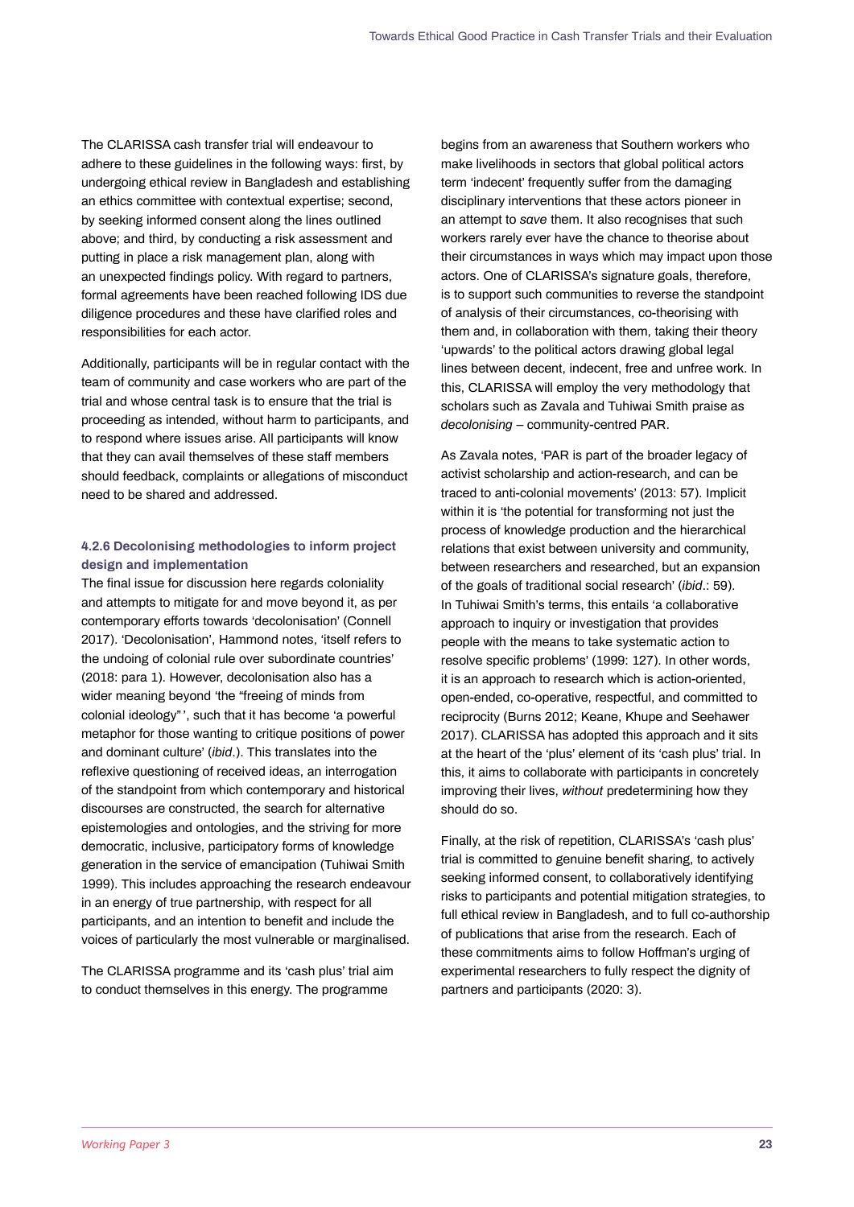The CLARISSA cash transfer trial will endeavour to adhere to these guidelines in the following ways: first, by undergoing ethical review in Bangladesh and establishing an ethics committee with contextual expertise; second, by seeking informed consent along the lines outlined above; and third, by conducting a risk assessment and putting in place a risk management plan, along with an unexpected findings policy. With regard to partners, formal agreements have been reached following IDS due diligence procedures and these have clarified roles and responsibilities for each actor.

Additionally, participants will be in regular contact with the team of community and case workers who are part of the trial and whose central task is to ensure that the trial is proceeding as intended, without harm to participants, and to respond where issues arise. All participants will know that they can avail themselves of these staff members should feedback, complaints or allegations of misconduct need to be shared and addressed.

#### 4.2.6 Decolonising methodologies to inform project design and implementation

The final issue for discussion here regards coloniality and attempts to mitigate for and move beyond it, as per contemporary efforts towards 'decolonisation' (Connell 2017). 'Decolonisation', Hammond notes, 'itself refers to the undoing of colonial rule over subordinate countries' (2018: para 1). However, decolonisation also has a wider meaning beyond 'the "freeing of minds from colonial ideology"', such that it has become 'a powerful metaphor for those wanting to critique positions of power and dominant culture' (*ibid*.). This translates into the reflexive questioning of received ideas, an interrogation of the standpoint from which contemporary and historical discourses are constructed, the search for alternative epistemologies and ontologies, and the striving for more democratic, inclusive, participatory forms of knowledge generation in the service of emancipation (Tuhiwai Smith 1999). This includes approaching the research endeavour in an energy of true partnership, with respect for all participants, and an intention to benefit and include the voices of particularly the most vulnerable or marginalised.

The CLARISSA programme and its 'cash plus' trial aim to conduct themselves in this energy. The programme begins from an awareness that Southern workers who make livelihoods in sectors that global political actors term 'indecent' frequently suffer from the damaging disciplinary interventions that these actors pioneer in an attempt to *save* them. It also recognises that such workers rarely ever have the chance to theorise about their circumstances in ways which may impact upon those actors. One of CLARISSA's signature goals, therefore, is to support such communities to reverse the standpoint of analysis of their circumstances, co-theorising with them and, in collaboration with them, taking their theory 'upwards' to the political actors drawing global legal lines between decent, indecent, free and unfree work. In this, CLARISSA will employ the very methodology that scholars such as Zavala and Tuhiwai Smith praise as *decolonising* – community-centred PAR.

As Zavala notes, 'PAR is part of the broader legacy of activist scholarship and action-research, and can be traced to anti-colonial movements' (2013: 57). Implicit within it is 'the potential for transforming not just the process of knowledge production and the hierarchical relations that exist between university and community, between researchers and researched, but an expansion of the goals of traditional social research' (*ibid*.: 59). In Tuhiwai Smith's terms, this entails 'a collaborative approach to inquiry or investigation that provides people with the means to take systematic action to resolve specific problems' (1999: 127). In other words, it is an approach to research which is action-oriented, open-ended, co-operative, respectful, and committed to reciprocity (Burns 2012; Keane, Khupe and Seehawer 2017). CLARISSA has adopted this approach and it sits at the heart of the 'plus' element of its 'cash plus' trial. In this, it aims to collaborate with participants in concretely improving their lives, *without* predetermining how they should do so.

Finally, at the risk of repetition, CLARISSA's 'cash plus' trial is committed to genuine benefit sharing, to actively seeking informed consent, to collaboratively identifying risks to participants and potential mitigation strategies, to full ethical review in Bangladesh, and to full co-authorship of publications that arise from the research. Each of these commitments aims to follow Hoffman's urging of experimental researchers to fully respect the dignity of partners and participants (2020: 3).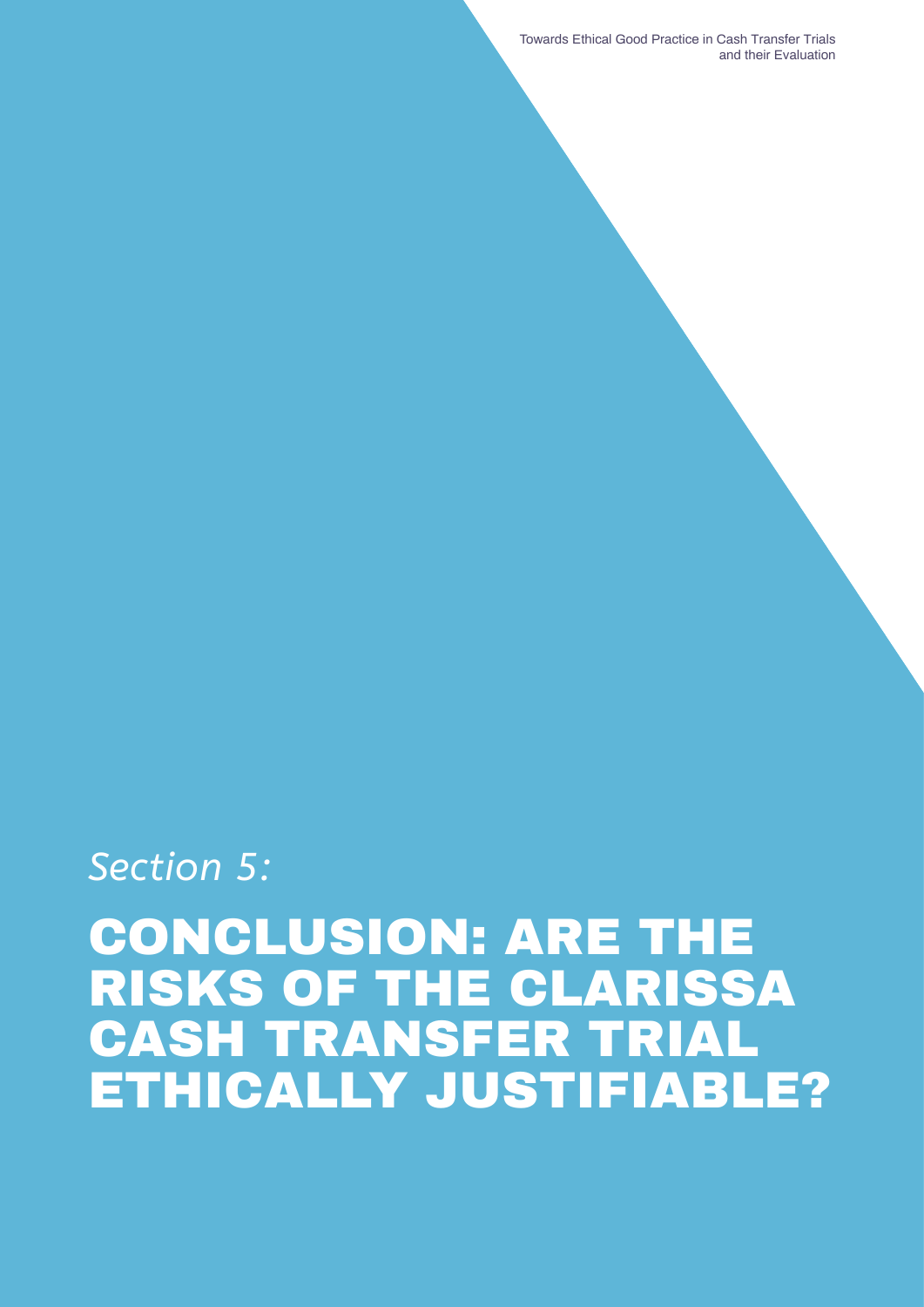*Section 5:*

# CONCLUSION: ARE THE RISKS OF THE CLARISSA CASH TRANSFER TRIAL ETHICALLY JUSTIFIABLE?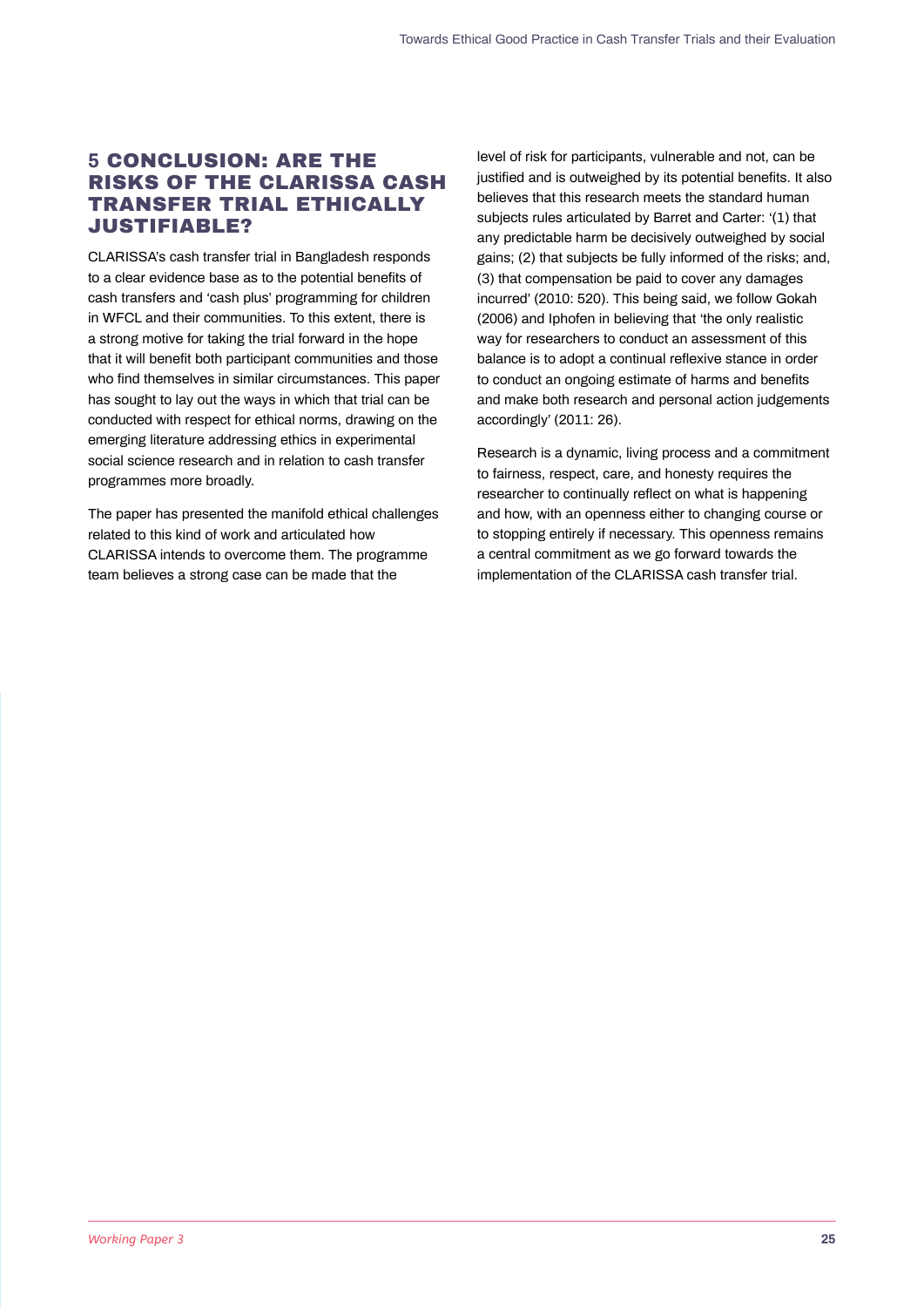## 5 CONCLUSION: ARE THE RISKS OF THE CLARISSA CASH TRANSFER TRIAL ETHICALLY JUSTIFIABLE?

CLARISSA's cash transfer trial in Bangladesh responds to a clear evidence base as to the potential benefits of cash transfers and 'cash plus' programming for children in WFCL and their communities. To this extent, there is a strong motive for taking the trial forward in the hope that it will benefit both participant communities and those who find themselves in similar circumstances. This paper has sought to lay out the ways in which that trial can be conducted with respect for ethical norms, drawing on the emerging literature addressing ethics in experimental social science research and in relation to cash transfer programmes more broadly.

The paper has presented the manifold ethical challenges related to this kind of work and articulated how CLARISSA intends to overcome them. The programme team believes a strong case can be made that the level of risk for participants, vulnerable and not, can be justified and is outweighed by its potential benefits. It also believes that this research meets the standard human subjects rules articulated by Barret and Carter: '(1) that any predictable harm be decisively outweighed by social gains; (2) that subjects be fully informed of the risks; and, (3) that compensation be paid to cover any damages incurred' (2010: 520). This being said, we follow Gokah (2006) and Iphofen in believing that 'the only realistic way for researchers to conduct an assessment of this balance is to adopt a continual reflexive stance in order to conduct an ongoing estimate of harms and benefits and make both research and personal action judgements accordingly' (2011: 26).

Research is a dynamic, living process and a commitment to fairness, respect, care, and honesty requires the researcher to continually reflect on what is happening and how, with an openness either to changing course or to stopping entirely if necessary. This openness remains a central commitment as we go forward towards the implementation of the CLARISSA cash transfer trial.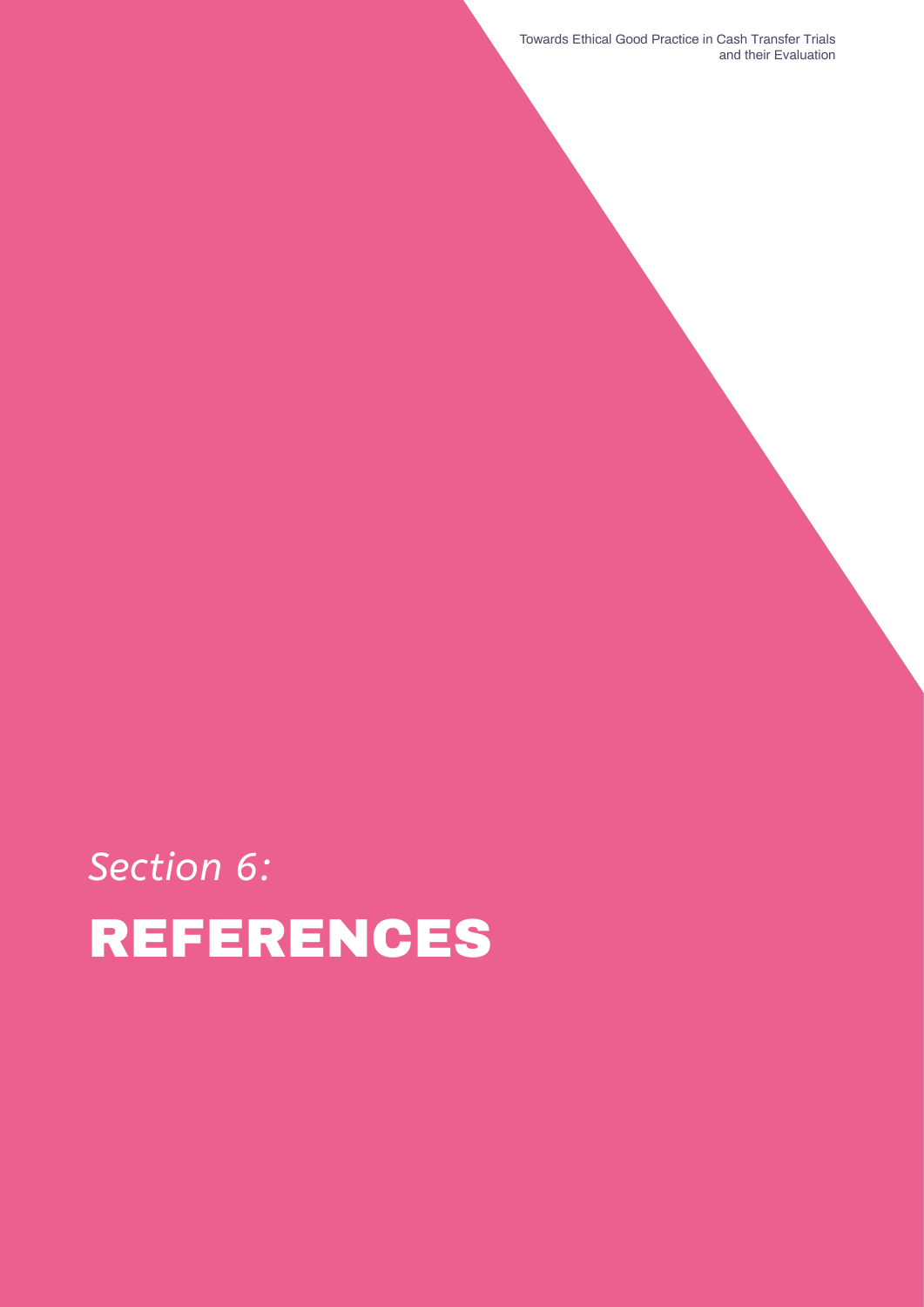*Section 6:*

# REFERENCES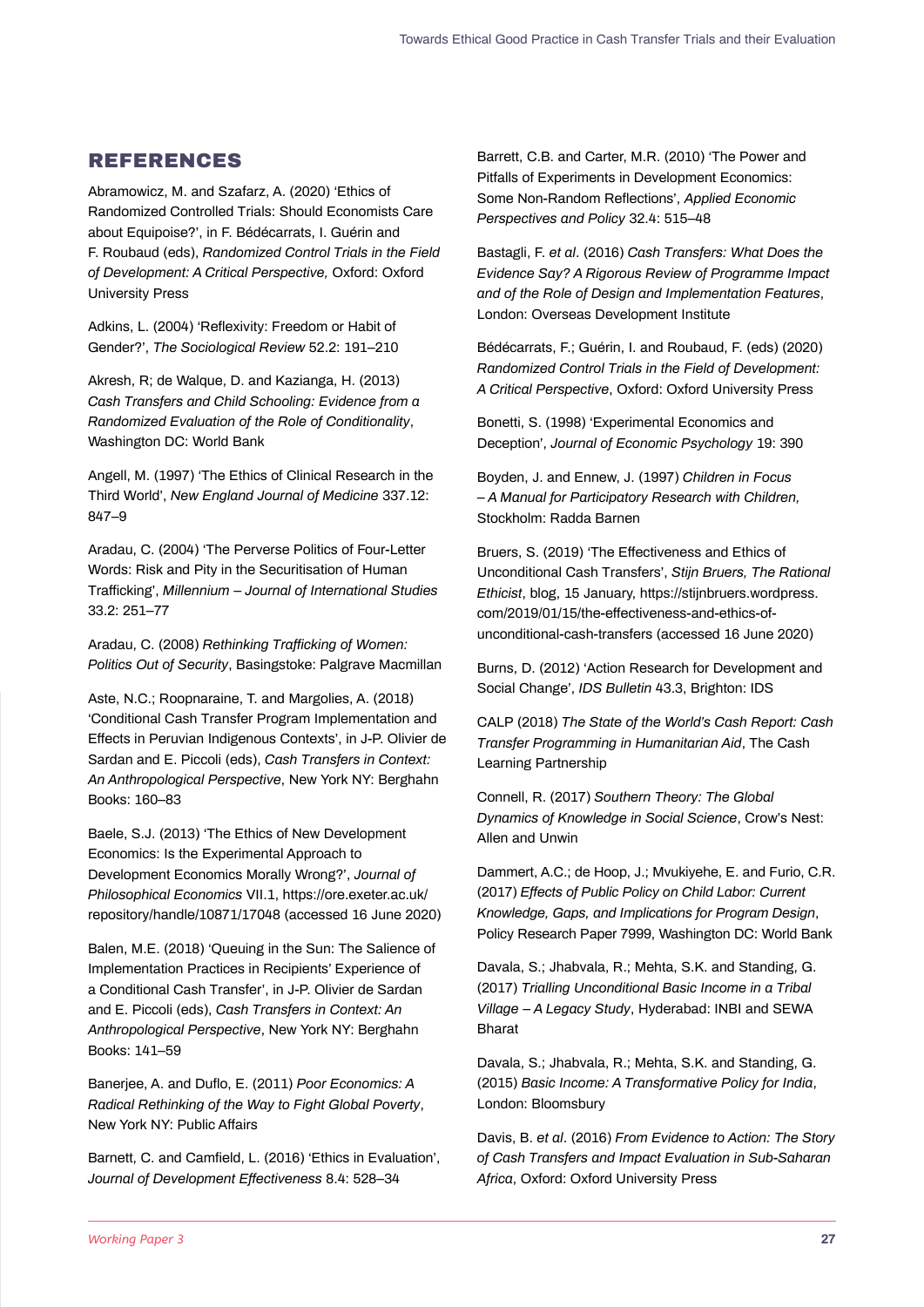## REFERENCES

Abramowicz, M. and Szafarz, A. (2020) 'Ethics of Randomized Controlled Trials: Should Economists Care about Equipoise?', in F. Bédécarrats, I. Guérin and F. Roubaud (eds), *Randomized Control Trials in the Field of Development: A Critical Perspective,* Oxford: Oxford University Press

Adkins, L. (2004) 'Reflexivity: Freedom or Habit of Gender?', *The Sociological Review* 52.2: 191–210

Akresh, R; de Walque, D. and Kazianga, H. (2013) *Cash Transfers and Child Schooling: Evidence from a Randomized Evaluation of the Role of Conditionality*, Washington DC: World Bank

Angell, M. (1997) 'The Ethics of Clinical Research in the Third World', *New England Journal of Medicine* 337.12: 847–9

Aradau, C. (2004) 'The Perverse Politics of Four-Letter Words: Risk and Pity in the Securitisation of Human Trafficking', *Millennium – Journal of International Studies* 33.2: 251–77

Aradau, C. (2008) *Rethinking Trafficking of Women: Politics Out of Security*, Basingstoke: Palgrave Macmillan

Aste, N.C.; Roopnaraine, T. and Margolies, A. (2018) 'Conditional Cash Transfer Program Implementation and Effects in Peruvian Indigenous Contexts', in J-P. Olivier de Sardan and E. Piccoli (eds), *Cash Transfers in Context: An Anthropological Perspective*, New York NY: Berghahn Books: 160–83

Baele, S.J. (2013) 'The Ethics of New Development Economics: Is the Experimental Approach to Development Economics Morally Wrong?', *Journal of Philosophical Economics* VII.1, https://ore.exeter.ac.uk/repository/handle/10871/17048 (accessed 16 June 2020)

Balen, M.E. (2018) 'Queuing in the Sun: The Salience of Implementation Practices in Recipients' Experience of a Conditional Cash Transfer', in J-P. Olivier de Sardan and E. Piccoli (eds), *Cash Transfers in Context: An Anthropological Perspective*, New York NY: Berghahn Books: 141–59

Banerjee, A. and Duflo, E. (2011) *Poor Economics: A Radical Rethinking of the Way to Fight Global Poverty*, New York NY: Public Affairs

Barnett, C. and Camfield, L. (2016) 'Ethics in Evaluation', *Journal of Development Effectiveness* 8.4: 528–34

Barrett, C.B. and Carter, M.R. (2010) 'The Power and Pitfalls of Experiments in Development Economics: Some Non-Random Reflections', *Applied Economic Perspectives and Policy* 32.4: 515–48

Bastagli, F. *et al*. (2016) *Cash Transfers: What Does the Evidence Say? A Rigorous Review of Programme Impact and of the Role of Design and Implementation Features*, London: Overseas Development Institute

Bédécarrats, F.; Guérin, I. and Roubaud, F. (eds) (2020) *Randomized Control Trials in the Field of Development: A Critical Perspective*, Oxford: Oxford University Press

Bonetti, S. (1998) 'Experimental Economics and Deception', *Journal of Economic Psychology* 19: 390

Boyden, J. and Ennew, J. (1997) *Children in Focus – A Manual for Participatory Research with Children,* Stockholm: Radda Barnen

Bruers, S. (2019) 'The Effectiveness and Ethics of Unconditional Cash Transfers', *Stijn Bruers, The Rational Ethicist*, blog, 15 January, https://stijnbruers.wordpress.com/2019/01/15/the-effectiveness-and-ethics-of-unconditional-cash-transfers (accessed 16 June 2020)

Burns, D. (2012) 'Action Research for Development and Social Change', *IDS Bulletin* 43.3, Brighton: IDS

CALP (2018) *The State of the World's Cash Report: Cash Transfer Programming in Humanitarian Aid*, The Cash Learning Partnership

Connell, R. (2017) *Southern Theory: The Global Dynamics of Knowledge in Social Science*, Crow's Nest: Allen and Unwin

Dammert, A.C.; de Hoop, J.; Mvukiyehe, E. and Furio, C.R. (2017) *Effects of Public Policy on Child Labor: Current Knowledge, Gaps, and Implications for Program Design*, Policy Research Paper 7999, Washington DC: World Bank

Davala, S.; Jhabvala, R.; Mehta, S.K. and Standing, G. (2017) *Trialling Unconditional Basic Income in a Tribal Village – A Legacy Study*, Hyderabad: INBI and SEWA Bharat

Davala, S.; Jhabvala, R.; Mehta, S.K. and Standing, G. (2015) *Basic Income: A Transformative Policy for India*, London: Bloomsbury

Davis, B. *et al*. (2016) *From Evidence to Action: The Story of Cash Transfers and Impact Evaluation in Sub-Saharan Africa*, Oxford: Oxford University Press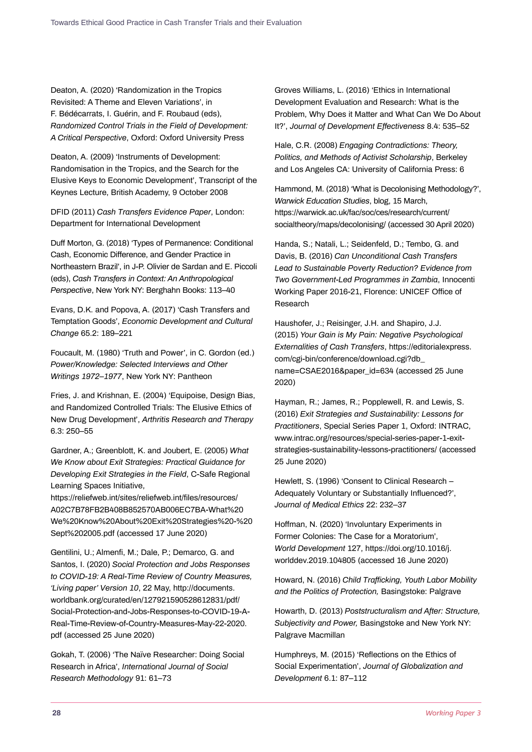Deaton, A. (2020) 'Randomization in the Tropics Revisited: A Theme and Eleven Variations', in F. Bédécarrats, I. Guérin, and F. Roubaud (eds), *Randomized Control Trials in the Field of Development: A Critical Perspective*, Oxford: Oxford University Press

Deaton, A. (2009) 'Instruments of Development: Randomisation in the Tropics, and the Search for the Elusive Keys to Economic Development', Transcript of the Keynes Lecture, British Academy, 9 October 2008

DFID (2011) *Cash Transfers Evidence Paper*, London: Department for International Development

Duff Morton, G. (2018) 'Types of Permanence: Conditional Cash, Economic Difference, and Gender Practice in Northeastern Brazil', in J-P. Olivier de Sardan and E. Piccoli (eds), *Cash Transfers in Context: An Anthropological Perspective*, New York NY: Berghahn Books: 113–40

Evans, D.K. and Popova, A. (2017) 'Cash Transfers and Temptation Goods', *Economic Development and Cultural Change* 65.2: 189–221

Foucault, M. (1980) 'Truth and Power', in C. Gordon (ed.) *Power/Knowledge: Selected Interviews and Other Writings 1972–1977*, New York NY: Pantheon

Fries, J. and Krishnan, E. (2004) 'Equipoise, Design Bias, and Randomized Controlled Trials: The Elusive Ethics of New Drug Development', *Arthritis Research and Therapy* 6.3: 250–55

Gardner, A.; Greenblott, K. and Joubert, E. (2005) *What We Know about Exit Strategies: Practical Guidance for Developing Exit Strategies in the Field*, C-Safe Regional Learning Spaces Initiative, https://reliefweb.int/sites/reliefweb.int/files/resources/A02C7B78FB2B408B852570AB006EC7BA-What%20We%20Know%20About%20Exit%20Strategies%20-%20Sept%202005.pdf (accessed 17 June 2020)

Gentilini, U.; Almenfi, M.; Dale, P.; Demarco, G. and Santos, I. (2020) *Social Protection and Jobs Responses to COVID-19: A Real-Time Review of Country Measures, 'Living paper' Version 10*, 22 May, http://documents.worldbank.org/curated/en/127921590528612831/pdf/Social-Protection-and-Jobs-Responses-to-COVID-19-A-Real-Time-Review-of-Country-Measures-May-22-2020.pdf (accessed 25 June 2020)

Gokah, T. (2006) 'The Naïve Researcher: Doing Social Research in Africa', *International Journal of Social Research Methodology* 91: 61–73

Groves Williams, L. (2016) 'Ethics in International Development Evaluation and Research: What is the Problem, Why Does it Matter and What Can We Do About It?', *Journal of Development Effectiveness* 8.4: 535–52

Hale, C.R. (2008) *Engaging Contradictions: Theory, Politics, and Methods of Activist Scholarship*, Berkeley and Los Angeles CA: University of California Press: 6

Hammond, M. (2018) 'What is Decolonising Methodology?', *Warwick Education Studies*, blog, 15 March, https://warwick.ac.uk/fac/soc/ces/research/current/socialtheory/maps/decolonising/ (accessed 30 April 2020)

Handa, S.; Natali, L.; Seidenfeld, D.; Tembo, G. and Davis, B. (2016) *Can Unconditional Cash Transfers Lead to Sustainable Poverty Reduction? Evidence from Two Government-Led Programmes in Zambia*, Innocenti Working Paper 2016-21, Florence: UNICEF Office of Research

Haushofer, J.; Reisinger, J.H. and Shapiro, J.J. (2015) *Your Gain is My Pain: Negative Psychological Externalities of Cash Transfers*, https://editorialexpress.com/cgi-bin/conference/download.cgi?db_name=CSAE2016&paper_id=634 (accessed 25 June 2020)

Hayman, R.; James, R.; Popplewell, R. and Lewis, S. (2016) *Exit Strategies and Sustainability: Lessons for Practitioners*, Special Series Paper 1, Oxford: INTRAC, www.intrac.org/resources/special-series-paper-1-exit-strategies-sustainability-lessons-practitioners/ (accessed 25 June 2020)

Hewlett, S. (1996) 'Consent to Clinical Research – Adequately Voluntary or Substantially Influenced?', *Journal of Medical Ethics* 22: 232–37

Hoffman, N. (2020) 'Involuntary Experiments in Former Colonies: The Case for a Moratorium', *World Development* 127, https://doi.org/10.1016/j.worlddev.2019.104805 (accessed 16 June 2020)

Howard, N. (2016) *Child Trafficking, Youth Labor Mobility and the Politics of Protection,* Basingstoke: Palgrave

Howarth, D. (2013) *Poststructuralism and After: Structure, Subjectivity and Power,* Basingstoke and New York NY: Palgrave Macmillan

Humphreys, M. (2015) 'Reflections on the Ethics of Social Experimentation', *Journal of Globalization and Development* 6.1: 87–112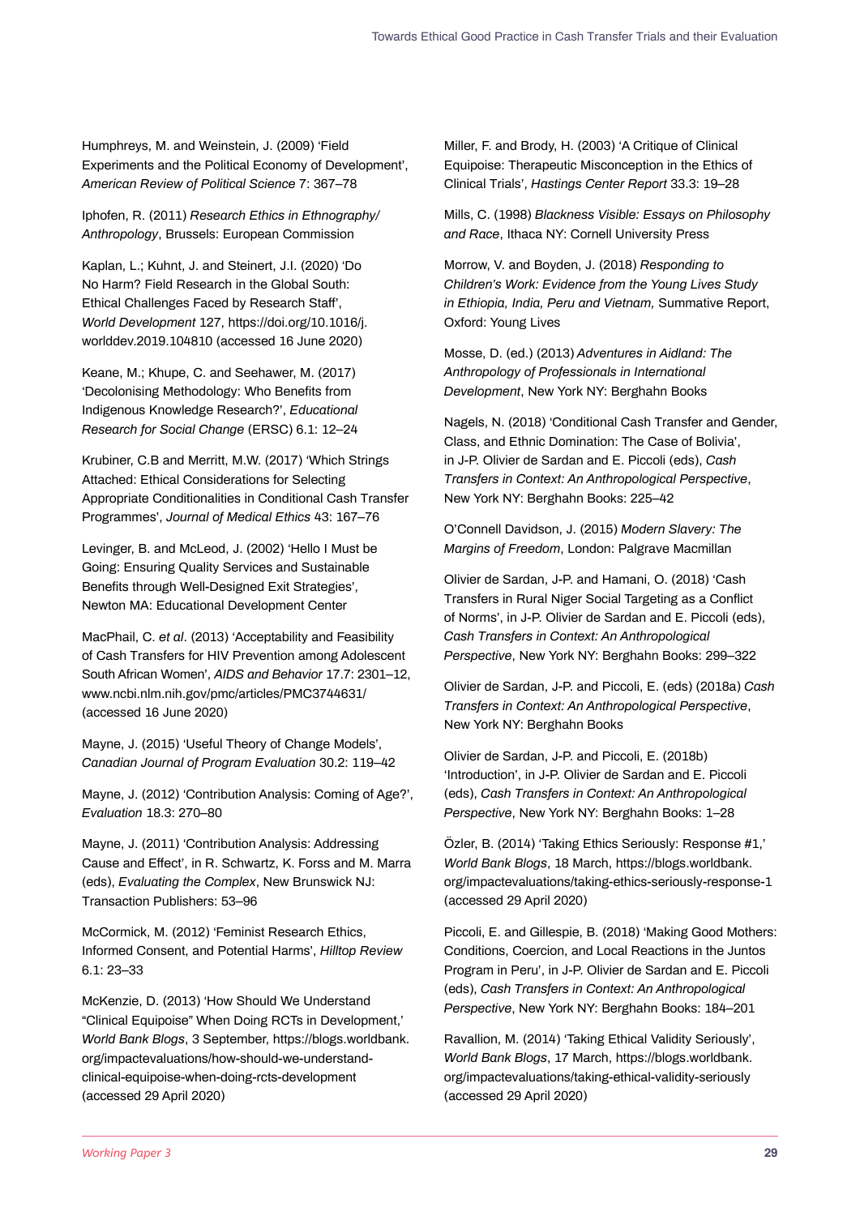Humphreys, M. and Weinstein, J. (2009) 'Field Experiments and the Political Economy of Development', *American Review of Political Science* 7: 367–78

Iphofen, R. (2011) *Research Ethics in Ethnography/Anthropology*, Brussels: European Commission

Kaplan, L.; Kuhnt, J. and Steinert, J.I. (2020) 'Do No Harm? Field Research in the Global South: Ethical Challenges Faced by Research Staff', *World Development* 127, https://doi.org/10.1016/j.worlddev.2019.104810 (accessed 16 June 2020)

Keane, M.; Khupe, C. and Seehawer, M. (2017) 'Decolonising Methodology: Who Benefits from Indigenous Knowledge Research?', *Educational Research for Social Change* (ERSC) 6.1: 12–24

Krubiner, C.B and Merritt, M.W. (2017) 'Which Strings Attached: Ethical Considerations for Selecting Appropriate Conditionalities in Conditional Cash Transfer Programmes', *Journal of Medical Ethics* 43: 167–76

Levinger, B. and McLeod, J. (2002) 'Hello I Must be Going: Ensuring Quality Services and Sustainable Benefits through Well-Designed Exit Strategies', Newton MA: Educational Development Center

MacPhail, C. *et al*. (2013) 'Acceptability and Feasibility of Cash Transfers for HIV Prevention among Adolescent South African Women', *AIDS and Behavior* 17.7: 2301–12, www.ncbi.nlm.nih.gov/pmc/articles/PMC3744631/ (accessed 16 June 2020)

Mayne, J. (2015) 'Useful Theory of Change Models', *Canadian Journal of Program Evaluation* 30.2: 119–42

Mayne, J. (2012) 'Contribution Analysis: Coming of Age?', *Evaluation* 18.3: 270–80

Mayne, J. (2011) 'Contribution Analysis: Addressing Cause and Effect', in R. Schwartz, K. Forss and M. Marra (eds), *Evaluating the Complex*, New Brunswick NJ: Transaction Publishers: 53–96

McCormick, M. (2012) 'Feminist Research Ethics, Informed Consent, and Potential Harms', *Hilltop Review* 6.1: 23–33

McKenzie, D. (2013) 'How Should We Understand "Clinical Equipoise" When Doing RCTs in Development,' *World Bank Blogs*, 3 September, https://blogs.worldbank.org/impactevaluations/how-should-we-understand-clinical-equipoise-when-doing-rcts-development (accessed 29 April 2020)

Miller, F. and Brody, H. (2003) 'A Critique of Clinical Equipoise: Therapeutic Misconception in the Ethics of Clinical Trials', *Hastings Center Report* 33.3: 19–28

Mills, C. (1998) *Blackness Visible: Essays on Philosophy and Race*, Ithaca NY: Cornell University Press

Morrow, V. and Boyden, J. (2018) *Responding to Children's Work: Evidence from the Young Lives Study in Ethiopia, India, Peru and Vietnam,* Summative Report, Oxford: Young Lives

Mosse, D. (ed.) (2013) *Adventures in Aidland: The Anthropology of Professionals in International Development*, New York NY: Berghahn Books

Nagels, N. (2018) 'Conditional Cash Transfer and Gender, Class, and Ethnic Domination: The Case of Bolivia', in J-P. Olivier de Sardan and E. Piccoli (eds), *Cash Transfers in Context: An Anthropological Perspective*, New York NY: Berghahn Books: 225–42

O'Connell Davidson, J. (2015) *Modern Slavery: The Margins of Freedom*, London: Palgrave Macmillan

Olivier de Sardan, J-P. and Hamani, O. (2018) 'Cash Transfers in Rural Niger Social Targeting as a Conflict of Norms', in J-P. Olivier de Sardan and E. Piccoli (eds), *Cash Transfers in Context: An Anthropological Perspective*, New York NY: Berghahn Books: 299–322

Olivier de Sardan, J-P. and Piccoli, E. (eds) (2018a) *Cash Transfers in Context: An Anthropological Perspective*, New York NY: Berghahn Books

Olivier de Sardan, J-P. and Piccoli, E. (2018b) 'Introduction', in J-P. Olivier de Sardan and E. Piccoli (eds), *Cash Transfers in Context: An Anthropological Perspective*, New York NY: Berghahn Books: 1–28

Özler, B. (2014) 'Taking Ethics Seriously: Response #1,' *World Bank Blogs*, 18 March, https://blogs.worldbank.org/impactevaluations/taking-ethics-seriously-response-1 (accessed 29 April 2020)

Piccoli, E. and Gillespie, B. (2018) 'Making Good Mothers: Conditions, Coercion, and Local Reactions in the Juntos Program in Peru', in J-P. Olivier de Sardan and E. Piccoli (eds), *Cash Transfers in Context: An Anthropological Perspective*, New York NY: Berghahn Books: 184–201

Ravallion, M. (2014) 'Taking Ethical Validity Seriously', *World Bank Blogs*, 17 March, https://blogs.worldbank.org/impactevaluations/taking-ethical-validity-seriously (accessed 29 April 2020)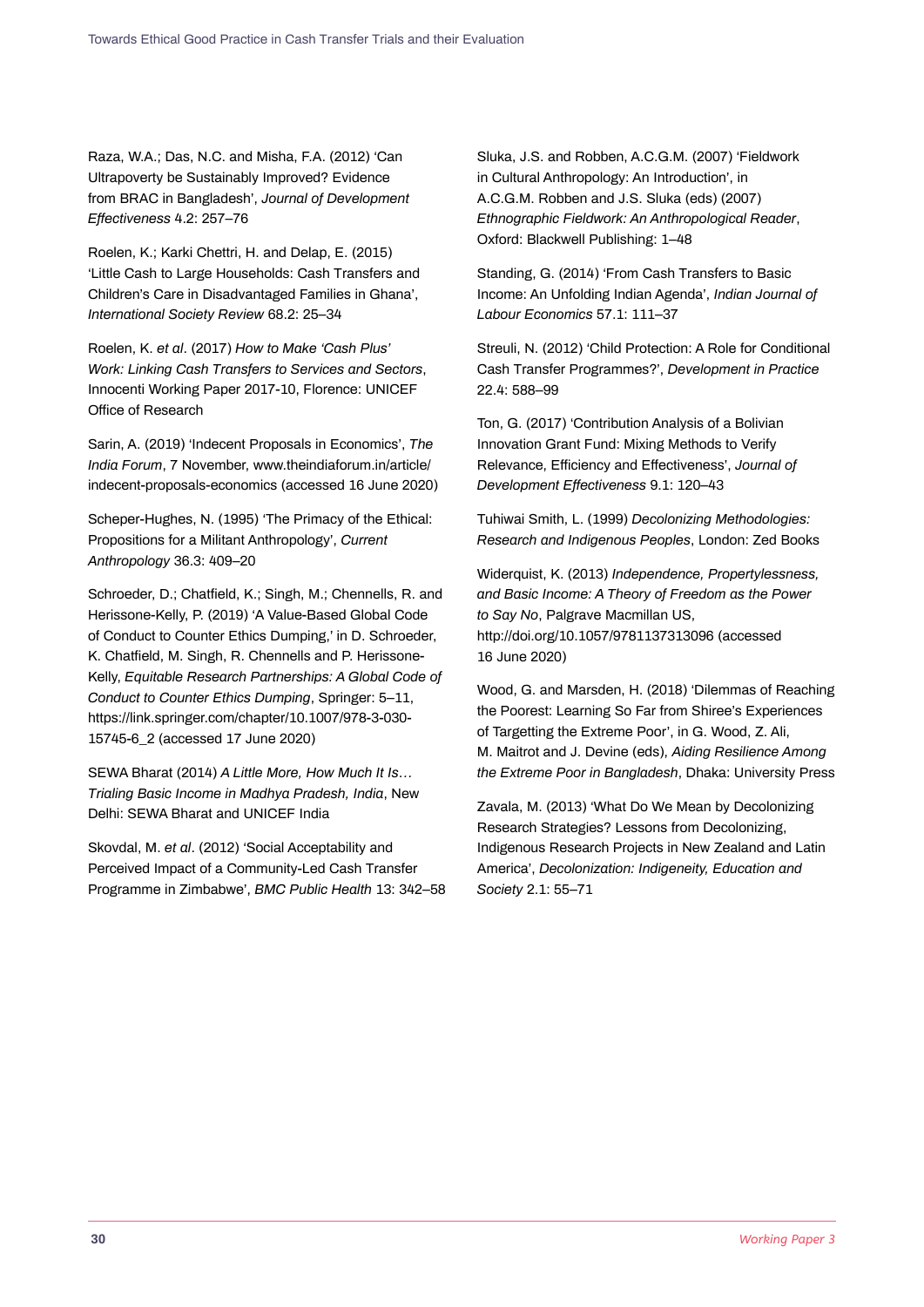Raza, W.A.; Das, N.C. and Misha, F.A. (2012) 'Can Ultrapoverty be Sustainably Improved? Evidence from BRAC in Bangladesh', *Journal of Development Effectiveness* 4.2: 257–76

Roelen, K.; Karki Chettri, H. and Delap, E. (2015) 'Little Cash to Large Households: Cash Transfers and Children's Care in Disadvantaged Families in Ghana', *International Society Review* 68.2: 25–34

Roelen, K. *et al*. (2017) *How to Make 'Cash Plus' Work: Linking Cash Transfers to Services and Sectors*, Innocenti Working Paper 2017-10, Florence: UNICEF Office of Research

Sarin, A. (2019) 'Indecent Proposals in Economics', *The India Forum*, 7 November, www.theindiaforum.in/article/indecent-proposals-economics (accessed 16 June 2020)

Scheper-Hughes, N. (1995) 'The Primacy of the Ethical: Propositions for a Militant Anthropology', *Current Anthropology* 36.3: 409–20

Schroeder, D.; Chatfield, K.; Singh, M.; Chennells, R. and Herissone-Kelly, P. (2019) 'A Value-Based Global Code of Conduct to Counter Ethics Dumping,' in D. Schroeder, K. Chatfield, M. Singh, R. Chennells and P. Herissone-Kelly, *Equitable Research Partnerships: A Global Code of Conduct to Counter Ethics Dumping*, Springer: 5–11, https://link.springer.com/chapter/10.1007/978-3-030-15745-6_2 (accessed 17 June 2020)

SEWA Bharat (2014) *A Little More, How Much It Is… Trialing Basic Income in Madhya Pradesh, India*, New Delhi: SEWA Bharat and UNICEF India

Skovdal, M. *et al*. (2012) 'Social Acceptability and Perceived Impact of a Community-Led Cash Transfer Programme in Zimbabwe', *BMC Public Health* 13: 342–58

Sluka, J.S. and Robben, A.C.G.M. (2007) 'Fieldwork in Cultural Anthropology: An Introduction', in A.C.G.M. Robben and J.S. Sluka (eds) (2007) *Ethnographic Fieldwork: An Anthropological Reader*, Oxford: Blackwell Publishing: 1–48

Standing, G. (2014) 'From Cash Transfers to Basic Income: An Unfolding Indian Agenda', *Indian Journal of Labour Economics* 57.1: 111–37

Streuli, N. (2012) 'Child Protection: A Role for Conditional Cash Transfer Programmes?', *Development in Practice* 22.4: 588–99

Ton, G. (2017) 'Contribution Analysis of a Bolivian Innovation Grant Fund: Mixing Methods to Verify Relevance, Efficiency and Effectiveness', *Journal of Development Effectiveness* 9.1: 120–43

Tuhiwai Smith, L. (1999) *Decolonizing Methodologies: Research and Indigenous Peoples*, London: Zed Books

Widerquist, K. (2013) *Independence, Propertylessness, and Basic Income: A Theory of Freedom as the Power to Say No*, Palgrave Macmillan US, http://doi.org/10.1057/9781137313096 (accessed 16 June 2020)

Wood, G. and Marsden, H. (2018) 'Dilemmas of Reaching the Poorest: Learning So Far from Shiree's Experiences of Targetting the Extreme Poor', in G. Wood, Z. Ali, M. Maitrot and J. Devine (eds), *Aiding Resilience Among the Extreme Poor in Bangladesh*, Dhaka: University Press

Zavala, M. (2013) 'What Do We Mean by Decolonizing Research Strategies? Lessons from Decolonizing, Indigenous Research Projects in New Zealand and Latin America', *Decolonization: Indigeneity, Education and Society* 2.1: 55–71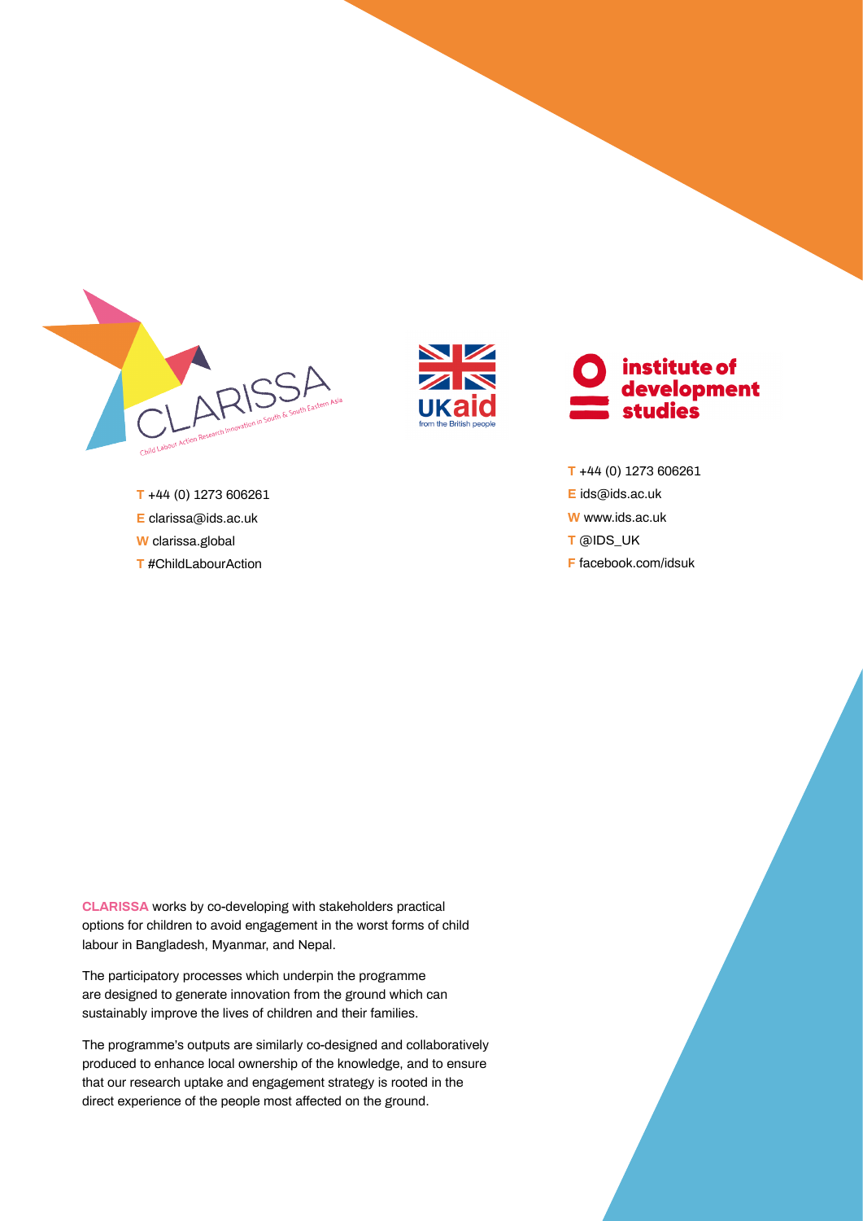CLARISSA

Child Labour Action Research Innovation in South & South Eastern Asia

T +44 (0) 1273 606261
E clarissa@ids.ac.uk
W clarissa.global
T #ChildLabourAction

UKaid from the British people

institute of development studies

T +44 (0) 1273 606261
E ids@ids.ac.uk
W www.ids.ac.uk
T @IDS_UK
F facebook.com/idsuk

**CLARISSA** works by co-developing with stakeholders practical options for children to avoid engagement in the worst forms of child labour in Bangladesh, Myanmar, and Nepal.

The participatory processes which underpin the programme are designed to generate innovation from the ground which can sustainably improve the lives of children and their families.

The programme's outputs are similarly co-designed and collaboratively produced to enhance local ownership of the knowledge, and to ensure that our research uptake and engagement strategy is rooted in the direct experience of the people most affected on the ground.